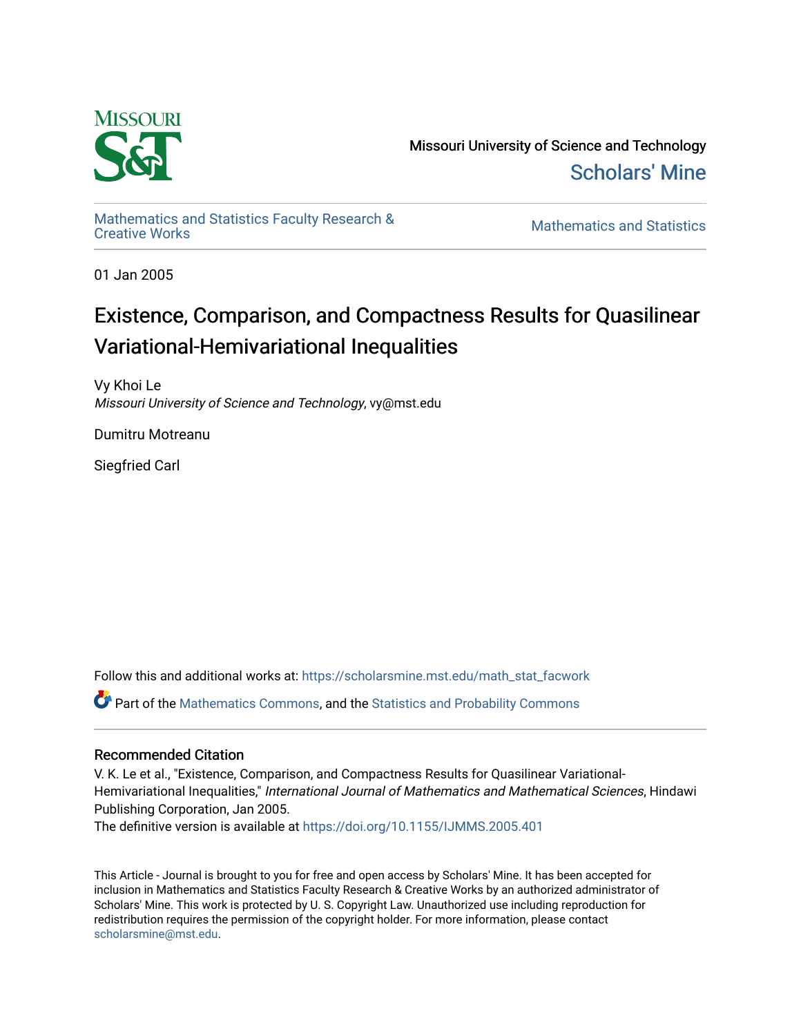Missouri University of Science and Technology

Scholars' Mine

Mathematics and Statistics Faculty Research & Creative Works

Mathematics and Statistics

01 Jan 2005

# Existence, Comparison, and Compactness Results for Quasilinear Variational-Hemivariational Inequalities

Vy Khoi Le

*Missouri University of Science and Technology*, vy@mst.edu

Dumitru Motreanu

Siegfried Carl

Follow this and additional works at: https://scholarsmine.mst.edu/math_stat_facwork

Part of the Mathematics Commons, and the Statistics and Probability Commons

## Recommended Citation

V. K. Le et al., "Existence, Comparison, and Compactness Results for Quasilinear Variational-Hemivariational Inequalities," *International Journal of Mathematics and Mathematical Sciences*, Hindawi Publishing Corporation, Jan 2005.

The definitive version is available at https://doi.org/10.1155/IJMMS.2005.401

This Article - Journal is brought to you for free and open access by Scholars' Mine. It has been accepted for inclusion in Mathematics and Statistics Faculty Research & Creative Works by an authorized administrator of Scholars' Mine. This work is protected by U. S. Copyright Law. Unauthorized use including reproduction for redistribution requires the permission of the copyright holder. For more information, please contact scholarsmine@mst.edu.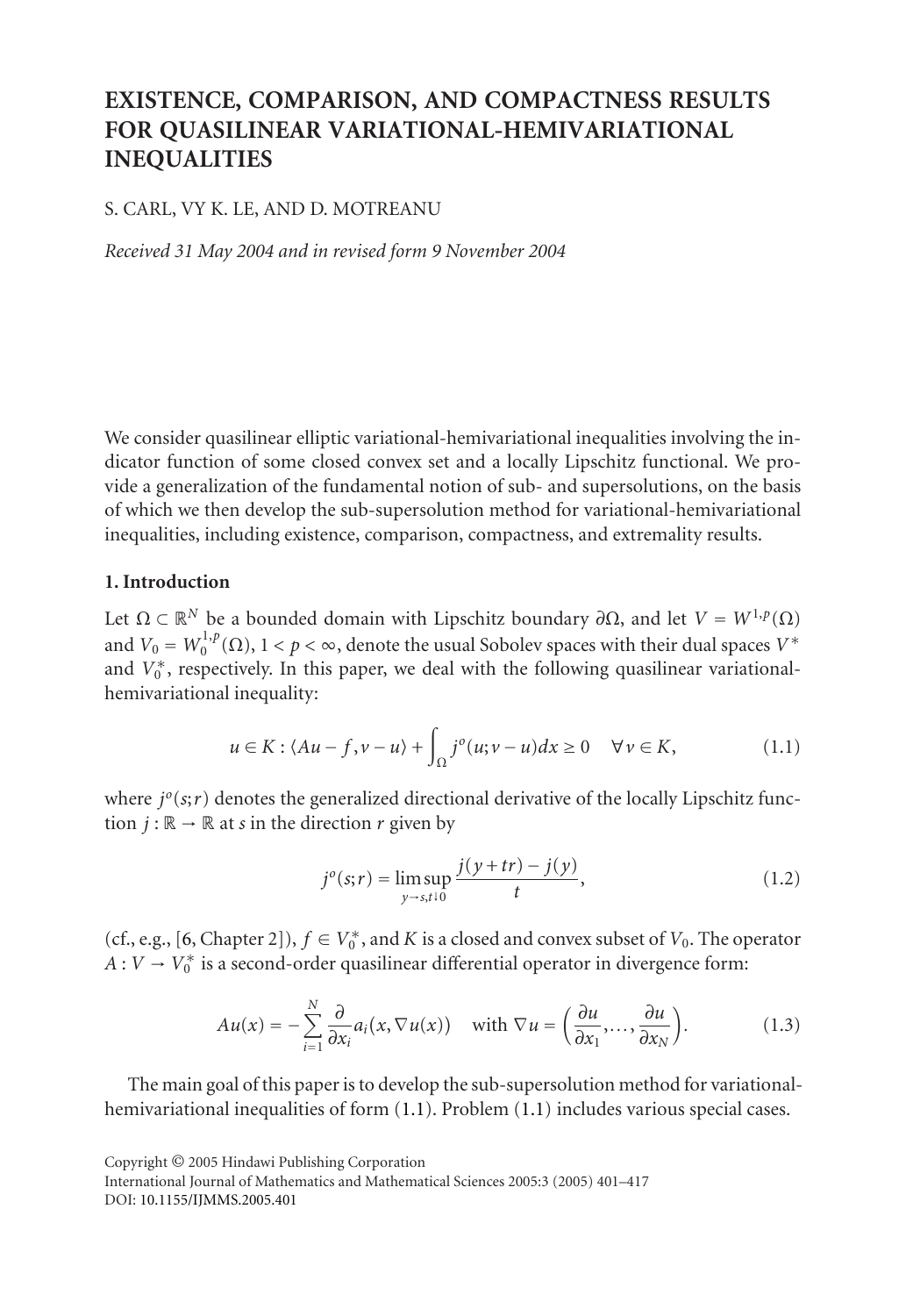# EXISTENCE, COMPARISON, AND COMPACTNESS RESULTS FOR QUASILINEAR VARIATIONAL-HEMIVARIATIONAL INEQUALITIES

S. CARL, VY K. LE, AND D. MOTREANU

*Received 31 May 2004 and in revised form 9 November 2004*

We consider quasilinear elliptic variational-hemivariational inequalities involving the indicator function of some closed convex set and a locally Lipschitz functional. We provide a generalization of the fundamental notion of sub- and supersolutions, on the basis of which we then develop the sub-supersolution method for variational-hemivariational inequalities, including existence, comparison, compactness, and extremality results.

## 1. Introduction

Let $\Omega \subset \mathbb{R}^N$ be a bounded domain with Lipschitz boundary $\partial\Omega$, and let $V = W^{1,p}(\Omega)$ and $V_0 = W_0^{1,p}(\Omega)$, $1 < p < \infty$, denote the usual Sobolev spaces with their dual spaces $V^*$ and $V_0^*$, respectively. In this paper, we deal with the following quasilinear variational-hemivariational inequality:

$$u \in K : \langle Au - f, v - u \rangle + \int_\Omega j^o(u; v - u)\,dx \geq 0 \quad \forall v \in K, \tag{1.1}$$

where $j^o(s;r)$ denotes the generalized directional derivative of the locally Lipschitz function $j : \mathbb{R} \to \mathbb{R}$ at $s$ in the direction $r$ given by

$$j^o(s;r) = \limsup_{y \to s,\, t \downarrow 0} \frac{j(y + tr) - j(y)}{t}, \tag{1.2}$$

(cf., e.g., [6, Chapter 2]), $f \in V_0^*$, and $K$ is a closed and convex subset of $V_0$. The operator $A : V \to V_0^*$ is a second-order quasilinear differential operator in divergence form:

$$Au(x) = -\sum_{i=1}^{N} \frac{\partial}{\partial x_i} a_i(x, \nabla u(x)) \quad \text{with } \nabla u = \left(\frac{\partial u}{\partial x_1}, \ldots, \frac{\partial u}{\partial x_N}\right). \tag{1.3}$$

The main goal of this paper is to develop the sub-supersolution method for variational-hemivariational inequalities of form (1.1). Problem (1.1) includes various special cases.

Copyright © 2005 Hindawi Publishing Corporation
International Journal of Mathematics and Mathematical Sciences 2005:3 (2005) 401–417
DOI: 10.1155/IJMMS.2005.401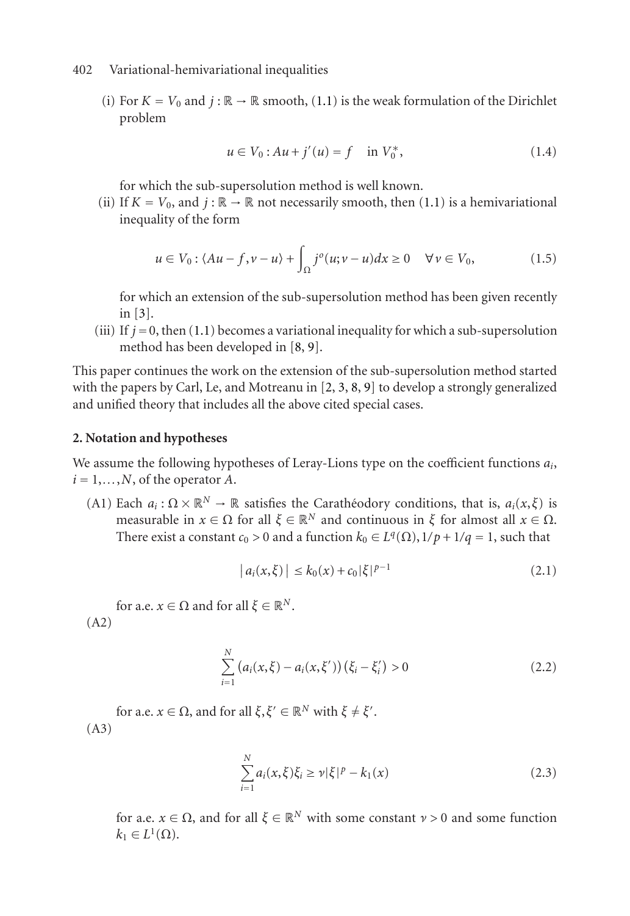(i) For $K = V_0$ and $j : \mathbb{R} \to \mathbb{R}$ smooth, (1.1) is the weak formulation of the Dirichlet problem

$$u \in V_0 : Au + j'(u) = f \quad \text{in } V_0^*, \tag{1.4}$$

for which the sub-supersolution method is well known.

(ii) If $K = V_0$, and $j : \mathbb{R} \to \mathbb{R}$ not necessarily smooth, then (1.1) is a hemivariational inequality of the form

$$u \in V_0 : \langle Au - f, v - u \rangle + \int_\Omega j^o(u; v - u)\,dx \geq 0 \quad \forall v \in V_0, \tag{1.5}$$

for which an extension of the sub-supersolution method has been given recently in [3].

(iii) If $j = 0$, then (1.1) becomes a variational inequality for which a sub-supersolution method has been developed in [8, 9].

This paper continues the work on the extension of the sub-supersolution method started with the papers by Carl, Le, and Motreanu in [2, 3, 8, 9] to develop a strongly generalized and unified theory that includes all the above cited special cases.

## 2. Notation and hypotheses

We assume the following hypotheses of Leray-Lions type on the coefficient functions $a_i$, $i = 1, \ldots, N$, of the operator $A$.

(A1) Each $a_i : \Omega \times \mathbb{R}^N \to \mathbb{R}$ satisfies the Carathéodory conditions, that is, $a_i(x, \xi)$ is measurable in $x \in \Omega$ for all $\xi \in \mathbb{R}^N$ and continuous in $\xi$ for almost all $x \in \Omega$. There exist a constant $c_0 > 0$ and a function $k_0 \in L^q(\Omega)$, $1/p + 1/q = 1$, such that

$$|a_i(x, \xi)| \leq k_0(x) + c_0 |\xi|^{p-1} \tag{2.1}$$

for a.e. $x \in \Omega$ and for all $\xi \in \mathbb{R}^N$.

(A2)

$$\sum_{i=1}^{N} \left(a_i(x, \xi) - a_i(x, \xi')\right)\left(\xi_i - \xi_i'\right) > 0 \tag{2.2}$$

for a.e. $x \in \Omega$, and for all $\xi, \xi' \in \mathbb{R}^N$ with $\xi \neq \xi'$.

(A3)

$$\sum_{i=1}^{N} a_i(x, \xi)\xi_i \geq \nu |\xi|^p - k_1(x) \tag{2.3}$$

for a.e. $x \in \Omega$, and for all $\xi \in \mathbb{R}^N$ with some constant $\nu > 0$ and some function $k_1 \in L^1(\Omega)$.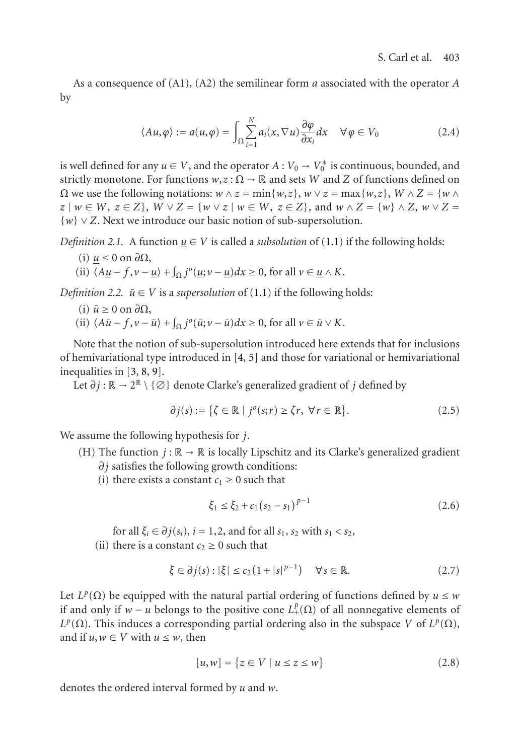As a consequence of (A1), (A2) the semilinear form $a$ associated with the operator $A$ by

$$\langle Au, \varphi\rangle := a(u,\varphi) = \int_\Omega \sum_{i=1}^N a_i(x, \nabla u)\frac{\partial \varphi}{\partial x_i}dx \quad \forall \varphi \in V_0 \tag{2.4}$$

is well defined for any $u \in V$, and the operator $A : V_0 \to V_0^*$ is continuous, bounded, and strictly monotone. For functions $w, z : \Omega \to \mathbb{R}$ and sets $W$ and $Z$ of functions defined on $\Omega$ we use the following notations: $w \wedge z = \min\{w,z\}$, $w \vee z = \max\{w,z\}$, $W \wedge Z = \{w \wedge z \mid w \in W,\ z \in Z\}$, $W \vee Z = \{w \vee z \mid w \in W,\ z \in Z\}$, and $w \wedge Z = \{w\} \wedge Z$, $w \vee Z = \{w\} \vee Z$. Next we introduce our basic notion of sub-supersolution.

*Definition 2.1.* A function $\underline{u} \in V$ is called a *subsolution* of (1.1) if the following holds:

(i) $\underline{u} \le 0$ on $\partial\Omega$,

(ii) $\langle A\underline{u} - f, v - \underline{u}\rangle + \int_\Omega j^o(\underline{u}; v - \underline{u})dx \ge 0$, for all $v \in \underline{u} \wedge K$.

*Definition 2.2.* $\bar{u} \in V$ is a *supersolution* of (1.1) if the following holds:

(i) $\bar{u} \ge 0$ on $\partial\Omega$,

(ii) $\langle A\bar{u} - f, v - \bar{u}\rangle + \int_\Omega j^o(\bar{u}; v - \bar{u})dx \ge 0$, for all $v \in \bar{u} \vee K$.

Note that the notion of sub-supersolution introduced here extends that for inclusions of hemivariational type introduced in [4, 5] and those for variational or hemivariational inequalities in [3, 8, 9].

Let $\partial j : \mathbb{R} \to 2^{\mathbb{R}} \setminus \{\varnothing\}$ denote Clarke's generalized gradient of $j$ defined by

$$\partial j(s) := \{\zeta \in \mathbb{R} \mid j^o(s;r) \ge \zeta r,\ \forall r \in \mathbb{R}\}. \tag{2.5}$$

We assume the following hypothesis for $j$.

(H) The function $j : \mathbb{R} \to \mathbb{R}$ is locally Lipschitz and its Clarke's generalized gradient $\partial j$ satisfies the following growth conditions:

(i) there exists a constant $c_1 \ge 0$ such that

$$\xi_1 \le \xi_2 + c_1(s_2 - s_1)^{p-1} \tag{2.6}$$

for all $\xi_i \in \partial j(s_i)$, $i = 1, 2$, and for all $s_1, s_2$ with $s_1 < s_2$,

(ii) there is a constant $c_2 \ge 0$ such that

$$\xi \in \partial j(s) : |\xi| \le c_2\left(1 + |s|^{p-1}\right) \quad \forall s \in \mathbb{R}. \tag{2.7}$$

Let $L^p(\Omega)$ be equipped with the natural partial ordering of functions defined by $u \le w$ if and only if $w - u$ belongs to the positive cone $L^p_+(\Omega)$ of all nonnegative elements of $L^p(\Omega)$. This induces a corresponding partial ordering also in the subspace $V$ of $L^p(\Omega)$, and if $u, w \in V$ with $u \le w$, then

$$[u,w] = \{z \in V \mid u \le z \le w\} \tag{2.8}$$

denotes the ordered interval formed by $u$ and $w$.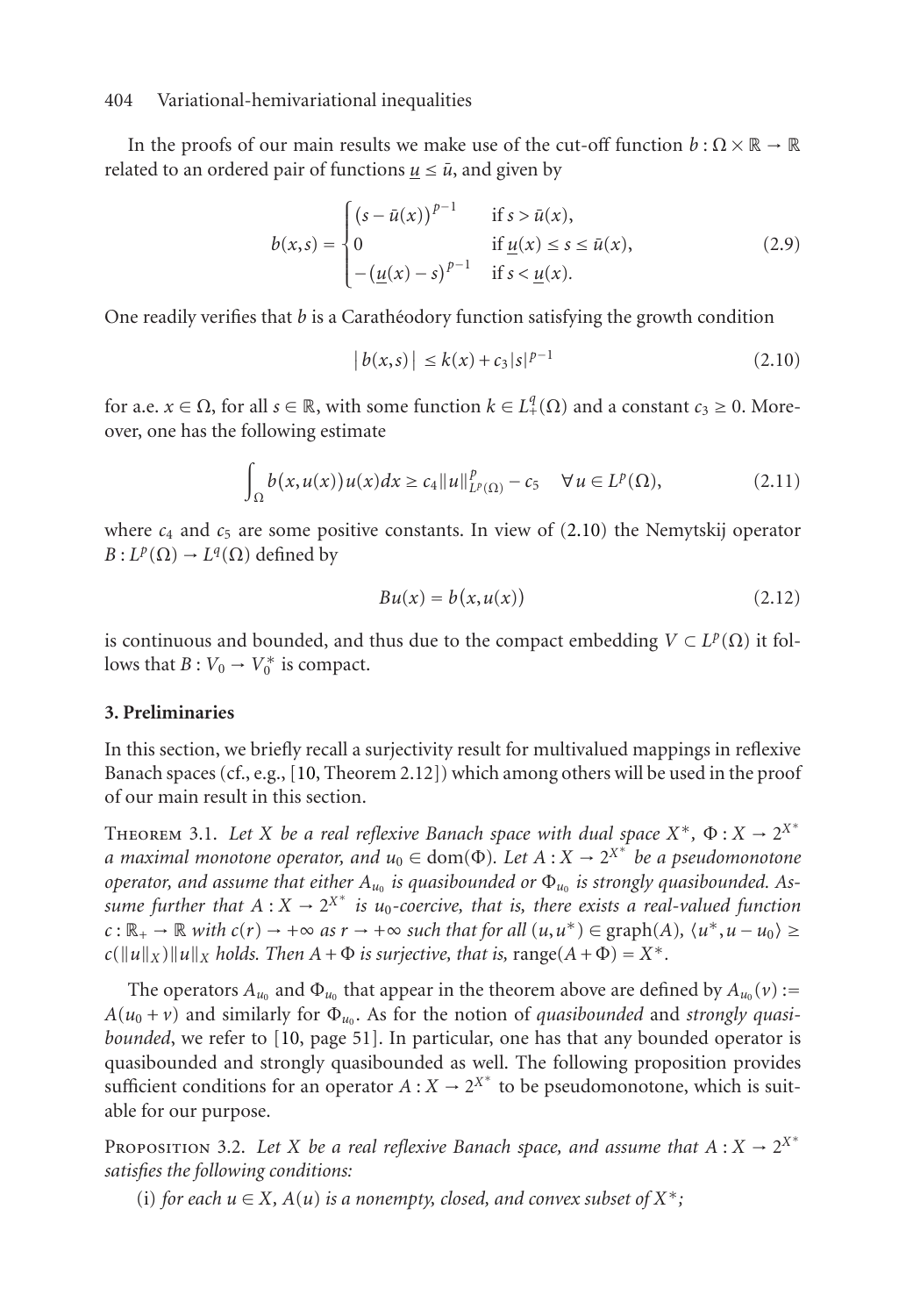In the proofs of our main results we make use of the cut-off function $b : \Omega \times \mathbb{R} \to \mathbb{R}$ related to an ordered pair of functions $\underline{u} \le \bar{u}$, and given by

$$b(x,s) = \begin{cases} (s - \bar{u}(x))^{p-1} & \text{if } s > \bar{u}(x), \\ 0 & \text{if } \underline{u}(x) \le s \le \bar{u}(x), \\ -(\underline{u}(x) - s)^{p-1} & \text{if } s < \underline{u}(x). \end{cases} \tag{2.9}$$

One readily verifies that $b$ is a Carathéodory function satisfying the growth condition

$$|b(x,s)| \le k(x) + c_3 |s|^{p-1} \tag{2.10}$$

for a.e. $x \in \Omega$, for all $s \in \mathbb{R}$, with some function $k \in L_+^q(\Omega)$ and a constant $c_3 \ge 0$. Moreover, one has the following estimate

$$\int_\Omega b(x, u(x)) u(x) dx \ge c_4 \|u\|_{L^p(\Omega)}^p - c_5 \quad \forall u \in L^p(\Omega), \tag{2.11}$$

where $c_4$ and $c_5$ are some positive constants. In view of (2.10) the Nemytskij operator $B : L^p(\Omega) \to L^q(\Omega)$ defined by

$$Bu(x) = b(x, u(x)) \tag{2.12}$$

is continuous and bounded, and thus due to the compact embedding $V \subset L^p(\Omega)$ it follows that $B : V_0 \to V_0^*$ is compact.

## 3. Preliminaries

In this section, we briefly recall a surjectivity result for multivalued mappings in reflexive Banach spaces (cf., e.g., [10, Theorem 2.12]) which among others will be used in the proof of our main result in this section.

Theorem 3.1. *Let $X$ be a real reflexive Banach space with dual space $X^*$, $\Phi : X \to 2^{X^*}$ a maximal monotone operator, and $u_0 \in \operatorname{dom}(\Phi)$. Let $A : X \to 2^{X^*}$ be a pseudomonotone operator, and assume that either $A_{u_0}$ is quasibounded or $\Phi_{u_0}$ is strongly quasibounded. Assume further that $A : X \to 2^{X^*}$ is $u_0$-coercive, that is, there exists a real-valued function $c : \mathbb{R}_+ \to \mathbb{R}$ with $c(r) \to +\infty$ as $r \to +\infty$ such that for all $(u, u^*) \in \operatorname{graph}(A)$, $\langle u^*, u - u_0 \rangle \ge c(\|u\|_X)\|u\|_X$ holds. Then $A + \Phi$ is surjective, that is,* $\operatorname{range}(A + \Phi) = X^*$.

The operators $A_{u_0}$ and $\Phi_{u_0}$ that appear in the theorem above are defined by $A_{u_0}(v) := A(u_0 + v)$ and similarly for $\Phi_{u_0}$. As for the notion of *quasibounded* and *strongly quasibounded*, we refer to [10, page 51]. In particular, one has that any bounded operator is quasibounded and strongly quasibounded as well. The following proposition provides sufficient conditions for an operator $A : X \to 2^{X^*}$ to be pseudomonotone, which is suitable for our purpose.

Proposition 3.2. *Let $X$ be a real reflexive Banach space, and assume that $A : X \to 2^{X^*}$ satisfies the following conditions:*

(i) *for each $u \in X$, $A(u)$ is a nonempty, closed, and convex subset of $X^*$;*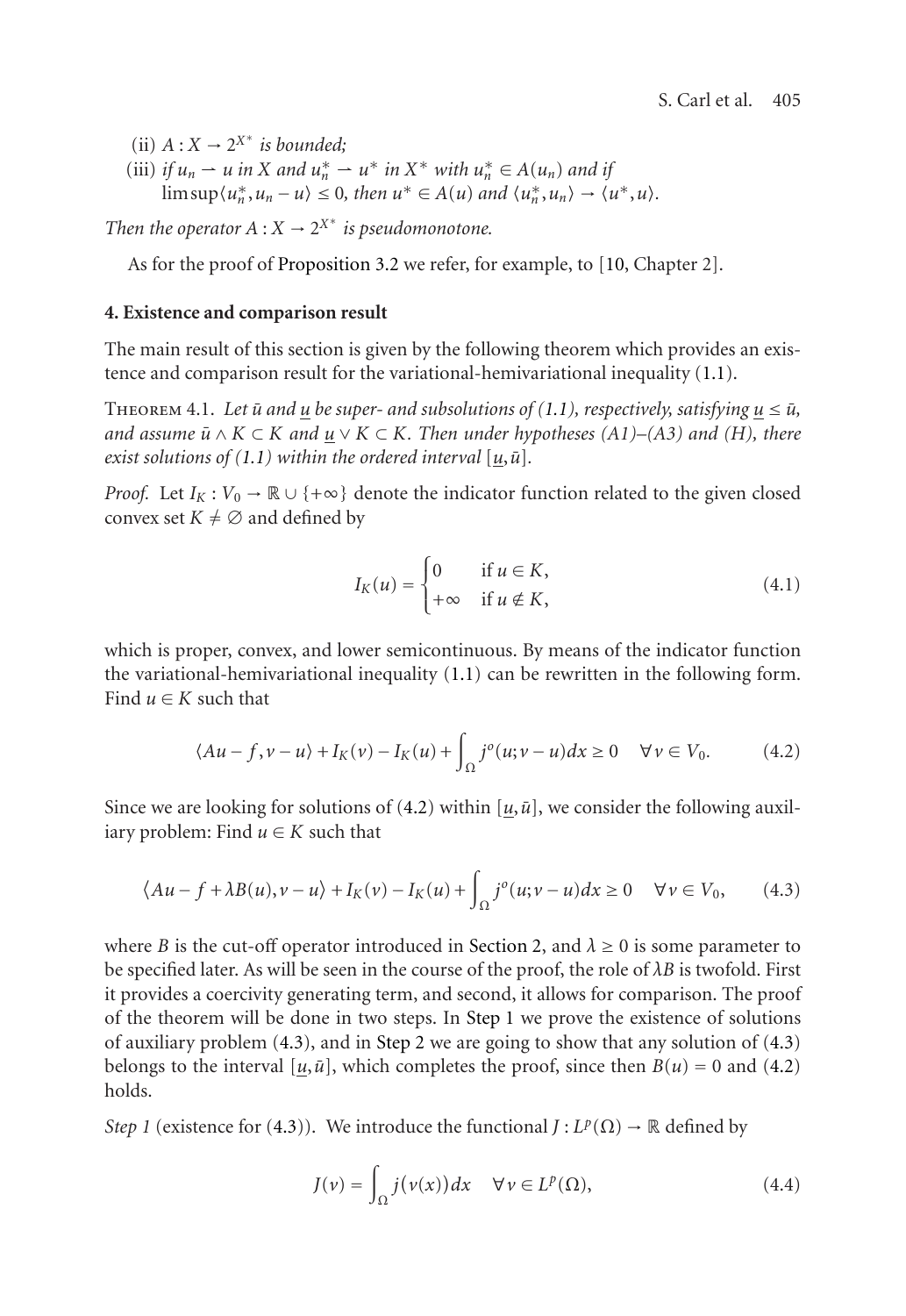(ii) $A : X \to 2^{X^*}$ *is bounded;*

(iii) *if* $u_n \rightharpoonup u$ *in* $X$ *and* $u_n^* \rightharpoonup u^*$ *in* $X^*$ *with* $u_n^* \in A(u_n)$ *and if* $\limsup \langle u_n^*, u_n - u \rangle \leq 0$, *then* $u^* \in A(u)$ *and* $\langle u_n^*, u_n \rangle \to \langle u^*, u \rangle$.

*Then the operator* $A : X \to 2^{X^*}$ *is pseudomonotone.*

As for the proof of Proposition 3.2 we refer, for example, to [10, Chapter 2].

## 4. Existence and comparison result

The main result of this section is given by the following theorem which provides an existence and comparison result for the variational-hemivariational inequality (1.1).

Theorem 4.1. *Let* $\bar{u}$ *and* $\underline{u}$ *be super- and subsolutions of (1.1), respectively, satisfying* $\underline{u} \leq \bar{u}$, *and assume* $\bar{u} \wedge K \subset K$ *and* $\underline{u} \vee K \subset K$. *Then under hypotheses (A1)–(A3) and (H), there exist solutions of (1.1) within the ordered interval* $[\underline{u}, \bar{u}]$.

*Proof.* Let $I_K : V_0 \to \mathbb{R} \cup \{+\infty\}$ denote the indicator function related to the given closed convex set $K \neq \emptyset$ and defined by

$$I_K(u) = \begin{cases} 0 & \text{if } u \in K, \\ +\infty & \text{if } u \notin K, \end{cases} \tag{4.1}$$

which is proper, convex, and lower semicontinuous. By means of the indicator function the variational-hemivariational inequality (1.1) can be rewritten in the following form. Find $u \in K$ such that

$$\langle Au - f, v - u \rangle + I_K(v) - I_K(u) + \int_\Omega j^o(u; v - u)\, dx \geq 0 \quad \forall v \in V_0. \tag{4.2}$$

Since we are looking for solutions of (4.2) within $[\underline{u}, \bar{u}]$, we consider the following auxiliary problem: Find $u \in K$ such that

$$\langle Au - f + \lambda B(u), v - u \rangle + I_K(v) - I_K(u) + \int_\Omega j^o(u; v - u)\, dx \geq 0 \quad \forall v \in V_0, \tag{4.3}$$

where $B$ is the cut-off operator introduced in Section 2, and $\lambda \geq 0$ is some parameter to be specified later. As will be seen in the course of the proof, the role of $\lambda B$ is twofold. First it provides a coercivity generating term, and second, it allows for comparison. The proof of the theorem will be done in two steps. In Step 1 we prove the existence of solutions of auxiliary problem (4.3), and in Step 2 we are going to show that any solution of (4.3) belongs to the interval $[\underline{u}, \bar{u}]$, which completes the proof, since then $B(u) = 0$ and (4.2) holds.

*Step 1* (existence for (4.3)). We introduce the functional $J : L^p(\Omega) \to \mathbb{R}$ defined by

$$J(v) = \int_\Omega j(v(x))\, dx \quad \forall v \in L^p(\Omega), \tag{4.4}$$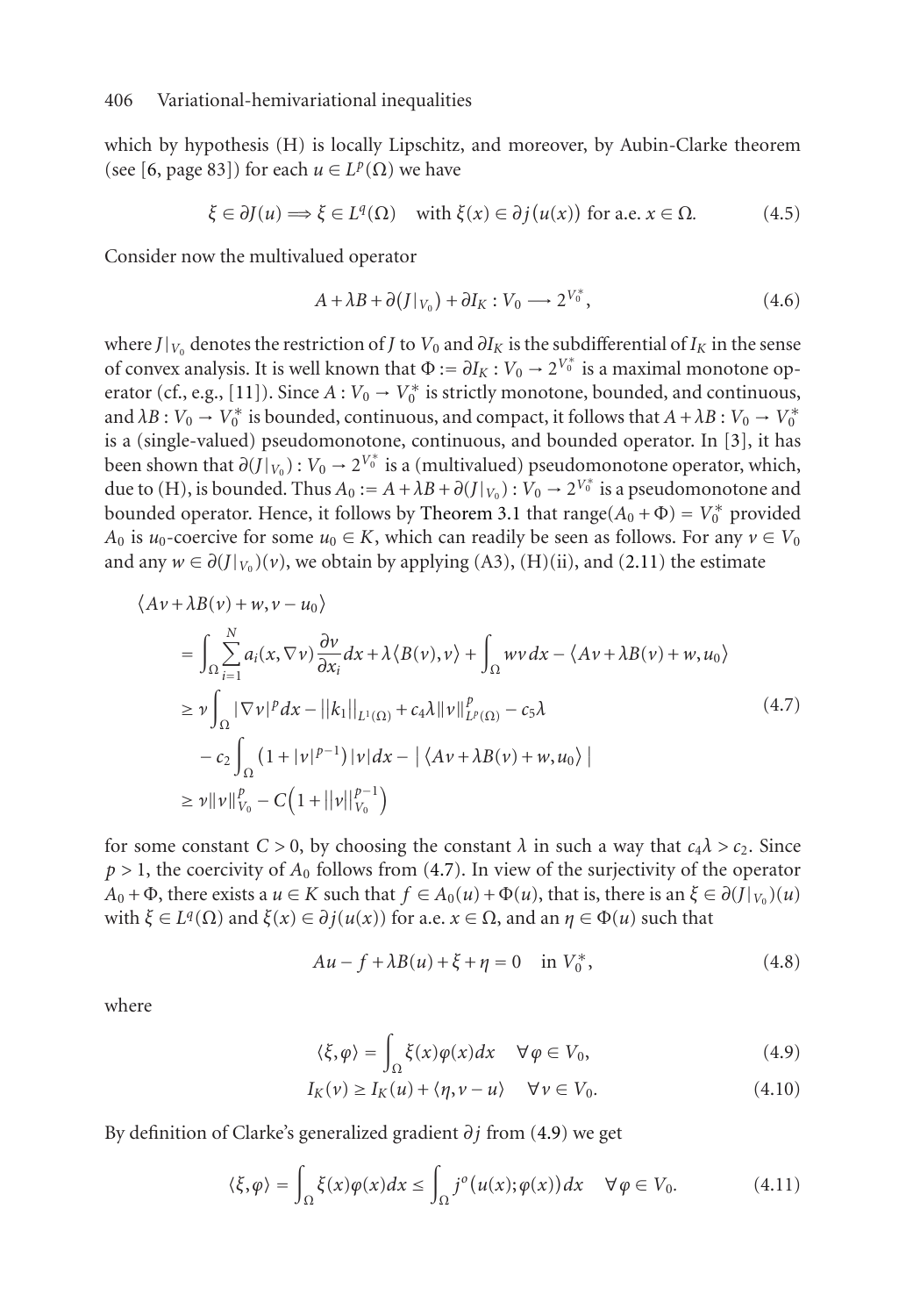which by hypothesis (H) is locally Lipschitz, and moreover, by Aubin-Clarke theorem (see [6, page 83]) for each $u \in L^p(\Omega)$ we have

$$\xi \in \partial J(u) \Longrightarrow \xi \in L^q(\Omega) \quad \text{with } \xi(x) \in \partial j\big(u(x)\big) \text{ for a.e. } x \in \Omega. \tag{4.5}$$

Consider now the multivalued operator

$$A + \lambda B + \partial(J|_{V_0}) + \partial I_K : V_0 \longrightarrow 2^{V_0^*}, \tag{4.6}$$

where $J|_{V_0}$ denotes the restriction of $J$ to $V_0$ and $\partial I_K$ is the subdifferential of $I_K$ in the sense of convex analysis. It is well known that $\Phi := \partial I_K : V_0 \to 2^{V_0^*}$ is a maximal monotone operator (cf., e.g., [11]). Since $A : V_0 \to V_0^*$ is strictly monotone, bounded, and continuous, and $\lambda B : V_0 \to V_0^*$ is bounded, continuous, and compact, it follows that $A + \lambda B : V_0 \to V_0^*$ is a (single-valued) pseudomonotone, continuous, and bounded operator. In [3], it has been shown that $\partial(J|_{V_0}) : V_0 \to 2^{V_0^*}$ is a (multivalued) pseudomonotone operator, which, due to (H), is bounded. Thus $A_0 := A + \lambda B + \partial(J|_{V_0}) : V_0 \to 2^{V_0^*}$ is a pseudomonotone and bounded operator. Hence, it follows by Theorem 3.1 that $\operatorname{range}(A_0 + \Phi) = V_0^*$ provided $A_0$ is $u_0$-coercive for some $u_0 \in K$, which can readily be seen as follows. For any $v \in V_0$ and any $w \in \partial(J|_{V_0})(v)$, we obtain by applying (A3), (H)(ii), and (2.11) the estimate

$$\begin{aligned}
&\langle Av + \lambda B(v) + w, v - u_0 \rangle \\
&\quad = \int_\Omega \sum_{i=1}^N a_i(x, \nabla v) \frac{\partial v}{\partial x_i} dx + \lambda \langle B(v), v \rangle + \int_\Omega wv\, dx - \langle Av + \lambda B(v) + w, u_0 \rangle \\
&\quad \geq \nu \int_\Omega |\nabla v|^p dx - \|k_1\|_{L^1(\Omega)} + c_4 \lambda \|v\|_{L^p(\Omega)}^p - c_5 \lambda \\
&\qquad - c_2 \int_\Omega \big(1 + |v|^{p-1}\big)|v| dx - \big| \langle Av + \lambda B(v) + w, u_0 \rangle \big| \\
&\quad \geq \nu \|v\|_{V_0}^p - C\Big(1 + \|v\|_{V_0}^{p-1}\Big)
\end{aligned} \tag{4.7}$$

for some constant $C > 0$, by choosing the constant $\lambda$ in such a way that $c_4 \lambda > c_2$. Since $p > 1$, the coercivity of $A_0$ follows from (4.7). In view of the surjectivity of the operator $A_0 + \Phi$, there exists a $u \in K$ such that $f \in A_0(u) + \Phi(u)$, that is, there is an $\xi \in \partial(J|_{V_0})(u)$ with $\xi \in L^q(\Omega)$ and $\xi(x) \in \partial j(u(x))$ for a.e. $x \in \Omega$, and an $\eta \in \Phi(u)$ such that

$$Au - f + \lambda B(u) + \xi + \eta = 0 \quad \text{in } V_0^*, \tag{4.8}$$

where

$$\langle \xi, \varphi \rangle = \int_\Omega \xi(x) \varphi(x) dx \quad \forall \varphi \in V_0, \tag{4.9}$$

$$I_K(v) \geq I_K(u) + \langle \eta, v - u \rangle \quad \forall v \in V_0. \tag{4.10}$$

By definition of Clarke's generalized gradient $\partial j$ from (4.9) we get

$$\langle \xi, \varphi \rangle = \int_\Omega \xi(x) \varphi(x) dx \leq \int_\Omega j^o\big(u(x); \varphi(x)\big) dx \quad \forall \varphi \in V_0. \tag{4.11}$$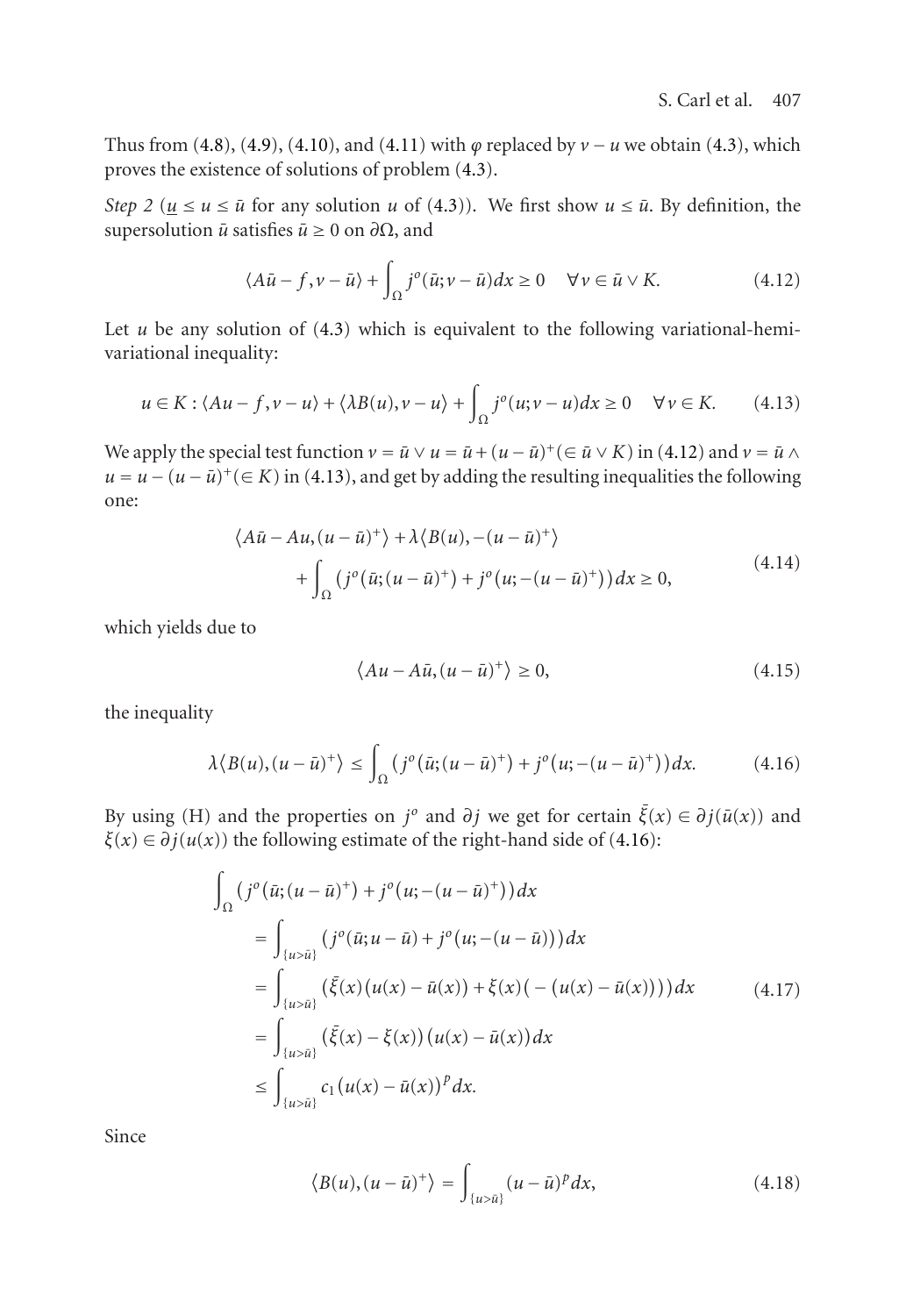Thus from (4.8), (4.9), (4.10), and (4.11) with $\varphi$ replaced by $v - u$ we obtain (4.3), which proves the existence of solutions of problem (4.3).

*Step 2* ($\underline{u} \leq u \leq \bar{u}$ for any solution $u$ of (4.3)). We first show $u \leq \bar{u}$. By definition, the supersolution $\bar{u}$ satisfies $\bar{u} \geq 0$ on $\partial\Omega$, and

$$\langle A\bar{u} - f, v - \bar{u}\rangle + \int_\Omega j^o(\bar{u}; v - \bar{u})dx \geq 0 \quad \forall v \in \bar{u} \vee K. \tag{4.12}$$

Let $u$ be any solution of (4.3) which is equivalent to the following variational-hemivariational inequality:

$$u \in K : \langle Au - f, v - u\rangle + \langle \lambda B(u), v - u\rangle + \int_\Omega j^o(u; v - u)dx \geq 0 \quad \forall v \in K. \tag{4.13}$$

We apply the special test function $v = \bar{u} \vee u = \bar{u} + (u - \bar{u})^+ (\in \bar{u} \vee K)$ in (4.12) and $v = \bar{u} \wedge u = u - (u - \bar{u})^+ (\in K)$ in (4.13), and get by adding the resulting inequalities the following one:

$$\begin{aligned}
&\langle A\bar{u} - Au, (u - \bar{u})^+\rangle + \lambda\langle B(u), -(u - \bar{u})^+\rangle \\
&\qquad + \int_\Omega \big(j^o(\bar{u}; (u - \bar{u})^+) + j^o(u; -(u - \bar{u})^+)\big)dx \geq 0,
\end{aligned} \tag{4.14}$$

which yields due to

$$\langle Au - A\bar{u}, (u - \bar{u})^+\rangle \geq 0, \tag{4.15}$$

the inequality

$$\lambda\langle B(u), (u - \bar{u})^+\rangle \leq \int_\Omega \big(j^o(\bar{u}; (u - \bar{u})^+) + j^o(u; -(u - \bar{u})^+)\big)dx. \tag{4.16}$$

By using (H) and the properties on $j^o$ and $\partial j$ we get for certain $\bar{\xi}(x) \in \partial j(\bar{u}(x))$ and $\xi(x) \in \partial j(u(x))$ the following estimate of the right-hand side of (4.16):

$$\begin{aligned}
\int_\Omega &\big(j^o(\bar{u}; (u - \bar{u})^+) + j^o(u; -(u - \bar{u})^+)\big)dx \\
&= \int_{\{u > \bar{u}\}} \big(j^o(\bar{u}; u - \bar{u}) + j^o(u; -(u - \bar{u}))\big)dx \\
&= \int_{\{u > \bar{u}\}} \big(\bar{\xi}(x)(u(x) - \bar{u}(x)) + \xi(x)(-(u(x) - \bar{u}(x)))\big)dx \\
&= \int_{\{u > \bar{u}\}} \big(\bar{\xi}(x) - \xi(x)\big)(u(x) - \bar{u}(x))dx \\
&\leq \int_{\{u > \bar{u}\}} c_1(u(x) - \bar{u}(x))^p dx.
\end{aligned} \tag{4.17}$$

Since

$$\langle B(u), (u - \bar{u})^+\rangle = \int_{\{u > \bar{u}\}} (u - \bar{u})^p dx, \tag{4.18}$$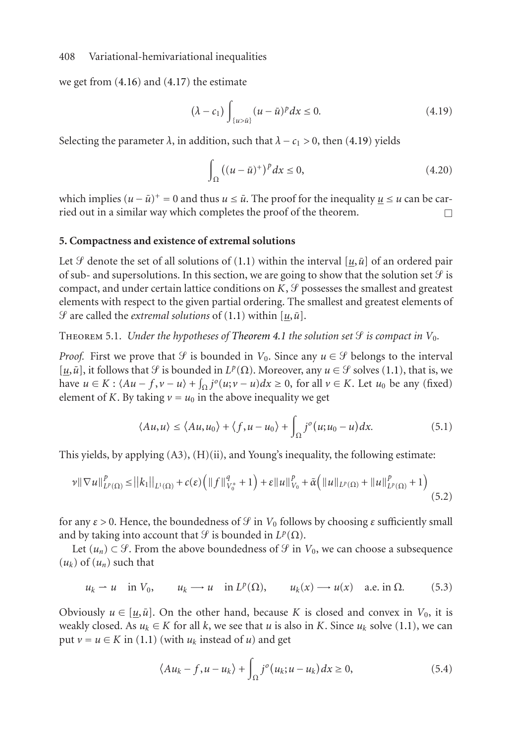we get from (4.16) and (4.17) the estimate

$$(\lambda - c_1) \int_{\{u>\bar{u}\}} (u-\bar{u})^p \, dx \le 0. \tag{4.19}$$

Selecting the parameter $\lambda$, in addition, such that $\lambda - c_1 > 0$, then (4.19) yields

$$\int_\Omega \left((u-\bar{u})^+\right)^p dx \le 0, \tag{4.20}$$

which implies $(u-\bar{u})^+ = 0$ and thus $u \le \bar{u}$. The proof for the inequality $\underline{u} \le u$ can be carried out in a similar way which completes the proof of the theorem. $\square$

## 5. Compactness and existence of extremal solutions

Let $\mathcal{S}$ denote the set of all solutions of (1.1) within the interval $[\underline{u}, \bar{u}]$ of an ordered pair of sub- and supersolutions. In this section, we are going to show that the solution set $\mathcal{S}$ is compact, and under certain lattice conditions on $K$, $\mathcal{S}$ possesses the smallest and greatest elements with respect to the given partial ordering. The smallest and greatest elements of $\mathcal{S}$ are called the *extremal solutions* of (1.1) within $[\underline{u}, \bar{u}]$.

Theorem 5.1. *Under the hypotheses of Theorem 4.1 the solution set $\mathcal{S}$ is compact in $V_0$.*

*Proof.* First we prove that $\mathcal{S}$ is bounded in $V_0$. Since any $u \in \mathcal{S}$ belongs to the interval $[\underline{u}, \bar{u}]$, it follows that $\mathcal{S}$ is bounded in $L^p(\Omega)$. Moreover, any $u \in \mathcal{S}$ solves (1.1), that is, we have $u \in K : \langle Au - f, v - u\rangle + \int_\Omega j^o(u; v-u)dx \ge 0$, for all $v \in K$. Let $u_0$ be any (fixed) element of $K$. By taking $v = u_0$ in the above inequality we get

$$\langle Au, u\rangle \le \langle Au, u_0\rangle + \langle f, u - u_0\rangle + \int_\Omega j^o(u; u_0 - u)\, dx. \tag{5.1}$$

This yields, by applying (A3), (H)(ii), and Young's inequality, the following estimate:

$$\nu \|\nabla u\|^p_{L^p(\Omega)} \le \|k_1\|_{L^1(\Omega)} + c(\varepsilon)\left(\|f\|^q_{V_0^*} + 1\right) + \varepsilon \|u\|^p_{V_0} + \tilde{\alpha}\left(\|u\|_{L^p(\Omega)} + \|u\|^p_{L^p(\Omega)} + 1\right) \tag{5.2}$$

for any $\varepsilon > 0$. Hence, the boundedness of $\mathcal{S}$ in $V_0$ follows by choosing $\varepsilon$ sufficiently small and by taking into account that $\mathcal{S}$ is bounded in $L^p(\Omega)$.

Let $(u_n) \subset \mathcal{S}$. From the above boundedness of $\mathcal{S}$ in $V_0$, we can choose a subsequence $(u_k)$ of $(u_n)$ such that

$$u_k \rightharpoonup u \quad \text{in } V_0, \qquad u_k \longrightarrow u \quad \text{in } L^p(\Omega), \qquad u_k(x) \longrightarrow u(x) \quad \text{a.e. in } \Omega. \tag{5.3}$$

Obviously $u \in [\underline{u}, \bar{u}]$. On the other hand, because $K$ is closed and convex in $V_0$, it is weakly closed. As $u_k \in K$ for all $k$, we see that $u$ is also in $K$. Since $u_k$ solve (1.1), we can put $v = u \in K$ in (1.1) (with $u_k$ instead of $u$) and get

$$\langle Au_k - f, u - u_k\rangle + \int_\Omega j^o(u_k; u - u_k)\, dx \ge 0, \tag{5.4}$$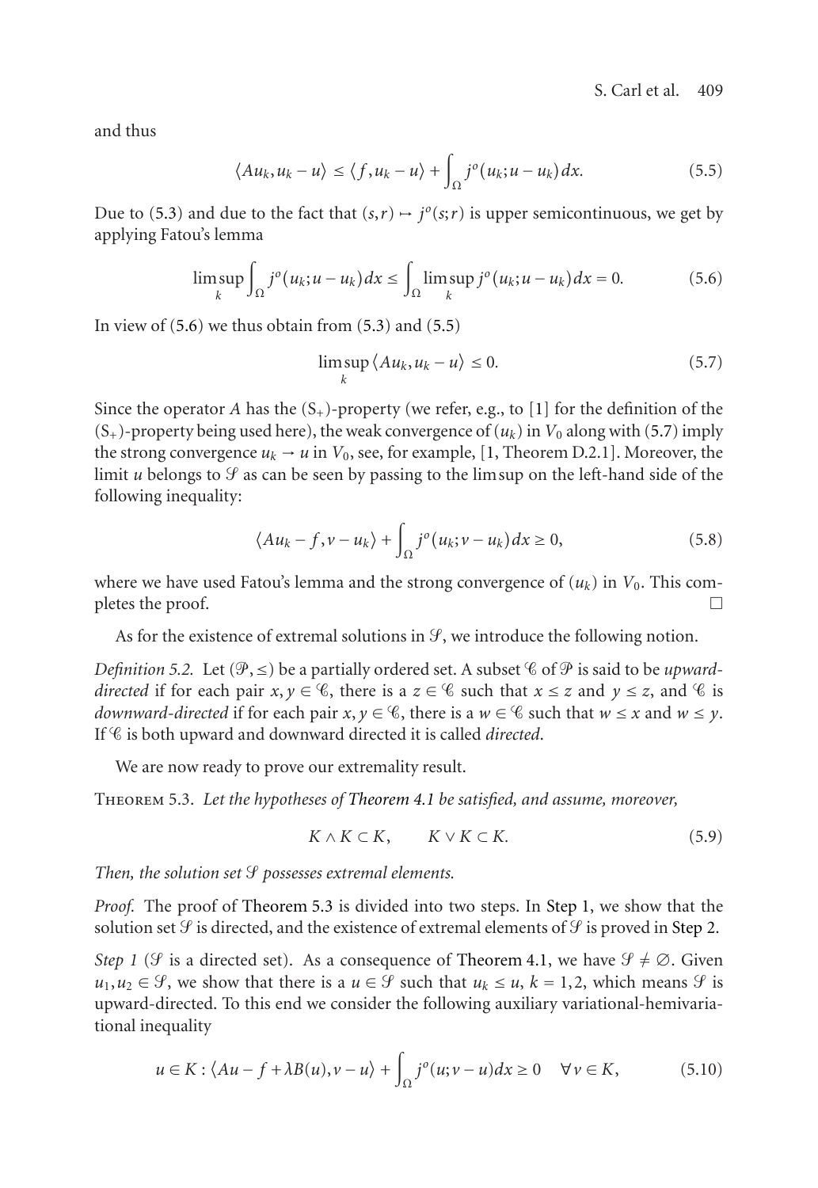and thus

$$\langle Au_k, u_k - u \rangle \leq \langle f, u_k - u \rangle + \int_\Omega j^o(u_k; u - u_k)\, dx. \tag{5.5}$$

Due to (5.3) and due to the fact that $(s,r) \mapsto j^o(s;r)$ is upper semicontinuous, we get by applying Fatou's lemma

$$\limsup_k \int_\Omega j^o(u_k; u - u_k)\, dx \leq \int_\Omega \limsup_k j^o(u_k; u - u_k)\, dx = 0. \tag{5.6}$$

In view of (5.6) we thus obtain from (5.3) and (5.5)

$$\limsup_k \langle Au_k, u_k - u \rangle \leq 0. \tag{5.7}$$

Since the operator $A$ has the $(S_+)$-property (we refer, e.g., to [1] for the definition of the $(S_+)$-property being used here), the weak convergence of $(u_k)$ in $V_0$ along with (5.7) imply the strong convergence $u_k \to u$ in $V_0$, see, for example, [1, Theorem D.2.1]. Moreover, the limit $u$ belongs to $\mathcal{S}$ as can be seen by passing to the lim sup on the left-hand side of the following inequality:

$$\langle Au_k - f, v - u_k \rangle + \int_\Omega j^o(u_k; v - u_k)\, dx \geq 0, \tag{5.8}$$

where we have used Fatou's lemma and the strong convergence of $(u_k)$ in $V_0$. This completes the proof. □

As for the existence of extremal solutions in $\mathcal{S}$, we introduce the following notion.

*Definition 5.2.* Let $(\mathcal{P}, \leq)$ be a partially ordered set. A subset $\mathcal{C}$ of $\mathcal{P}$ is said to be *upward-directed* if for each pair $x, y \in \mathcal{C}$, there is a $z \in \mathcal{C}$ such that $x \leq z$ and $y \leq z$, and $\mathcal{C}$ is *downward-directed* if for each pair $x, y \in \mathcal{C}$, there is a $w \in \mathcal{C}$ such that $w \leq x$ and $w \leq y$. If $\mathcal{C}$ is both upward and downward directed it is called *directed*.

We are now ready to prove our extremality result.

Theorem 5.3. *Let the hypotheses of Theorem 4.1 be satisfied, and assume, moreover,*

$$K \wedge K \subset K, \qquad K \vee K \subset K. \tag{5.9}$$

*Then, the solution set $\mathcal{S}$ possesses extremal elements.*

*Proof.* The proof of Theorem 5.3 is divided into two steps. In Step 1, we show that the solution set $\mathcal{S}$ is directed, and the existence of extremal elements of $\mathcal{S}$ is proved in Step 2.

*Step 1* ($\mathcal{S}$ is a directed set). As a consequence of Theorem 4.1, we have $\mathcal{S} \neq \emptyset$. Given $u_1, u_2 \in \mathcal{S}$, we show that there is a $u \in \mathcal{S}$ such that $u_k \leq u$, $k = 1, 2$, which means $\mathcal{S}$ is upward-directed. To this end we consider the following auxiliary variational-hemivariational inequality

$$u \in K : \langle Au - f + \lambda B(u), v - u \rangle + \int_\Omega j^o(u; v - u) dx \geq 0 \quad \forall v \in K, \tag{5.10}$$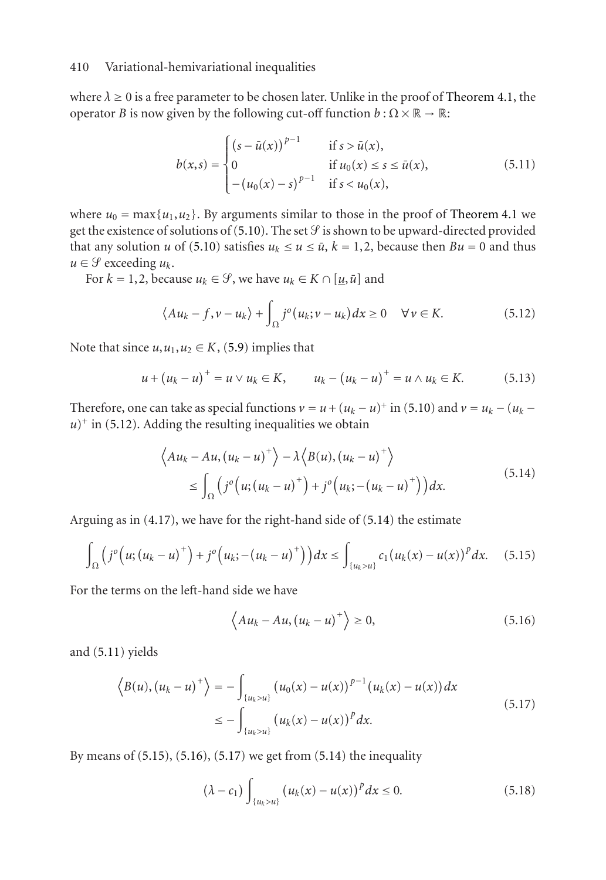where $\lambda \geq 0$ is a free parameter to be chosen later. Unlike in the proof of Theorem 4.1, the operator $B$ is now given by the following cut-off function $b : \Omega \times \mathbb{R} \to \mathbb{R}$:

$$
b(x,s) = \begin{cases} (s - \bar{u}(x))^{p-1} & \text{if } s > \bar{u}(x), \\ 0 & \text{if } u_0(x) \leq s \leq \bar{u}(x), \\ -(u_0(x) - s)^{p-1} & \text{if } s < u_0(x), \end{cases} \tag{5.11}
$$

where $u_0 = \max\{u_1, u_2\}$. By arguments similar to those in the proof of Theorem 4.1 we get the existence of solutions of (5.10). The set $\mathcal{S}$ is shown to be upward-directed provided that any solution $u$ of (5.10) satisfies $u_k \leq u \leq \bar{u}$, $k = 1, 2$, because then $Bu = 0$ and thus $u \in \mathcal{S}$ exceeding $u_k$.

For $k = 1, 2$, because $u_k \in \mathcal{S}$, we have $u_k \in K \cap [\underline{u}, \bar{u}]$ and

$$
\langle Au_k - f, v - u_k \rangle + \int_\Omega j^o(u_k; v - u_k)\, dx \geq 0 \quad \forall v \in K. \tag{5.12}
$$

Note that since $u, u_1, u_2 \in K$, (5.9) implies that

$$
u + (u_k - u)^+ = u \vee u_k \in K, \qquad u_k - (u_k - u)^+ = u \wedge u_k \in K. \tag{5.13}
$$

Therefore, one can take as special functions $v = u + (u_k - u)^+$ in (5.10) and $v = u_k - (u_k - u)^+$ in (5.12). Adding the resulting inequalities we obtain

$$
\begin{aligned}
&\left\langle Au_k - Au, (u_k - u)^+ \right\rangle - \lambda \left\langle B(u), (u_k - u)^+ \right\rangle \\
&\quad \leq \int_\Omega \left( j^o\left(u; (u_k - u)^+\right) + j^o\left(u_k; -(u_k - u)^+\right) \right) dx.
\end{aligned} \tag{5.14}
$$

Arguing as in (4.17), we have for the right-hand side of (5.14) the estimate

$$
\int_\Omega \left( j^o\left(u; (u_k - u)^+\right) + j^o\left(u_k; -(u_k - u)^+\right) \right) dx \leq \int_{\{u_k > u\}} c_1 (u_k(x) - u(x))^p\, dx. \tag{5.15}
$$

For the terms on the left-hand side we have

$$
\left\langle Au_k - Au, (u_k - u)^+ \right\rangle \geq 0, \tag{5.16}
$$

and (5.11) yields

$$
\begin{aligned}
\left\langle B(u), (u_k - u)^+ \right\rangle &= -\int_{\{u_k > u\}} (u_0(x) - u(x))^{p-1} (u_k(x) - u(x))\, dx \\
&\leq -\int_{\{u_k > u\}} (u_k(x) - u(x))^p\, dx.
\end{aligned} \tag{5.17}
$$

By means of (5.15), (5.16), (5.17) we get from (5.14) the inequality

$$
(\lambda - c_1) \int_{\{u_k > u\}} (u_k(x) - u(x))^p\, dx \leq 0. \tag{5.18}
$$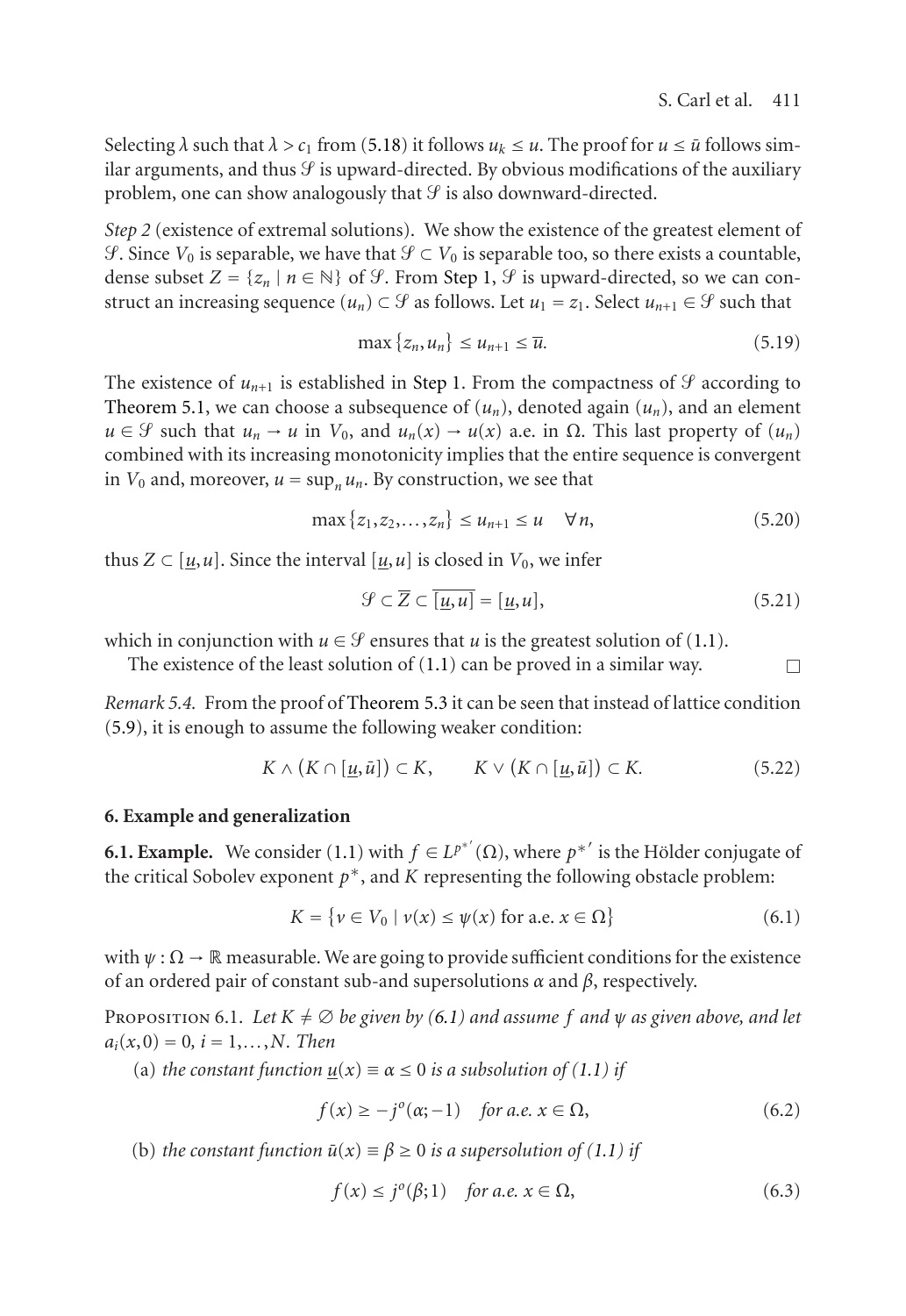Selecting $\lambda$ such that $\lambda > c_1$ from (5.18) it follows $u_k \le u$. The proof for $u \le \bar{u}$ follows similar arguments, and thus $\mathcal{S}$ is upward-directed. By obvious modifications of the auxiliary problem, one can show analogously that $\mathcal{S}$ is also downward-directed.

*Step 2* (existence of extremal solutions). We show the existence of the greatest element of $\mathcal{S}$. Since $V_0$ is separable, we have that $\mathcal{S} \subset V_0$ is separable too, so there exists a countable, dense subset $Z = \{z_n \mid n \in \mathbb{N}\}$ of $\mathcal{S}$. From Step 1, $\mathcal{S}$ is upward-directed, so we can construct an increasing sequence $(u_n) \subset \mathcal{S}$ as follows. Let $u_1 = z_1$. Select $u_{n+1} \in \mathcal{S}$ such that

$$\max\{z_n, u_n\} \le u_{n+1} \le \bar{u}. \tag{5.19}$$

The existence of $u_{n+1}$ is established in Step 1. From the compactness of $\mathcal{S}$ according to Theorem 5.1, we can choose a subsequence of $(u_n)$, denoted again $(u_n)$, and an element $u \in \mathcal{S}$ such that $u_n \to u$ in $V_0$, and $u_n(x) \to u(x)$ a.e. in $\Omega$. This last property of $(u_n)$ combined with its increasing monotonicity implies that the entire sequence is convergent in $V_0$ and, moreover, $u = \sup_n u_n$. By construction, we see that

$$\max\{z_1, z_2, \dots, z_n\} \le u_{n+1} \le u \quad \forall n, \tag{5.20}$$

thus $Z \subset [\underline{u}, u]$. Since the interval $[\underline{u}, u]$ is closed in $V_0$, we infer

$$\mathcal{S} \subset \overline{Z} \subset \overline{[\underline{u}, u]} = [\underline{u}, u], \tag{5.21}$$

which in conjunction with $u \in \mathcal{S}$ ensures that $u$ is the greatest solution of (1.1).

The existence of the least solution of (1.1) can be proved in a similar way. $\square$

*Remark 5.4.* From the proof of Theorem 5.3 it can be seen that instead of lattice condition (5.9), it is enough to assume the following weaker condition:

$$K \wedge (K \cap [\underline{u}, \bar{u}]) \subset K, \qquad K \vee (K \cap [\underline{u}, \bar{u}]) \subset K. \tag{5.22}$$

## 6. Example and generalization

**6.1. Example.** We consider (1.1) with $f \in L^{p^{*\prime}}(\Omega)$, where $p^{*\prime}$ is the Hölder conjugate of the critical Sobolev exponent $p^*$, and $K$ representing the following obstacle problem:

$$K = \{v \in V_0 \mid v(x) \le \psi(x) \text{ for a.e. } x \in \Omega\} \tag{6.1}$$

with $\psi : \Omega \to \mathbb{R}$ measurable. We are going to provide sufficient conditions for the existence of an ordered pair of constant sub-and supersolutions $\alpha$ and $\beta$, respectively.

Proposition 6.1. *Let $K \neq \emptyset$ be given by (6.1) and assume $f$ and $\psi$ as given above, and let $a_i(x, 0) = 0$, $i = 1, \dots, N$. Then*

(a) *the constant function $\underline{u}(x) \equiv \alpha \le 0$ is a subsolution of (1.1) if*

$$f(x) \ge -j^o(\alpha; -1) \quad \text{for a.e. } x \in \Omega, \tag{6.2}$$

(b) *the constant function $\bar{u}(x) \equiv \beta \ge 0$ is a supersolution of (1.1) if*

$$f(x) \le j^o(\beta; 1) \quad \text{for a.e. } x \in \Omega, \tag{6.3}$$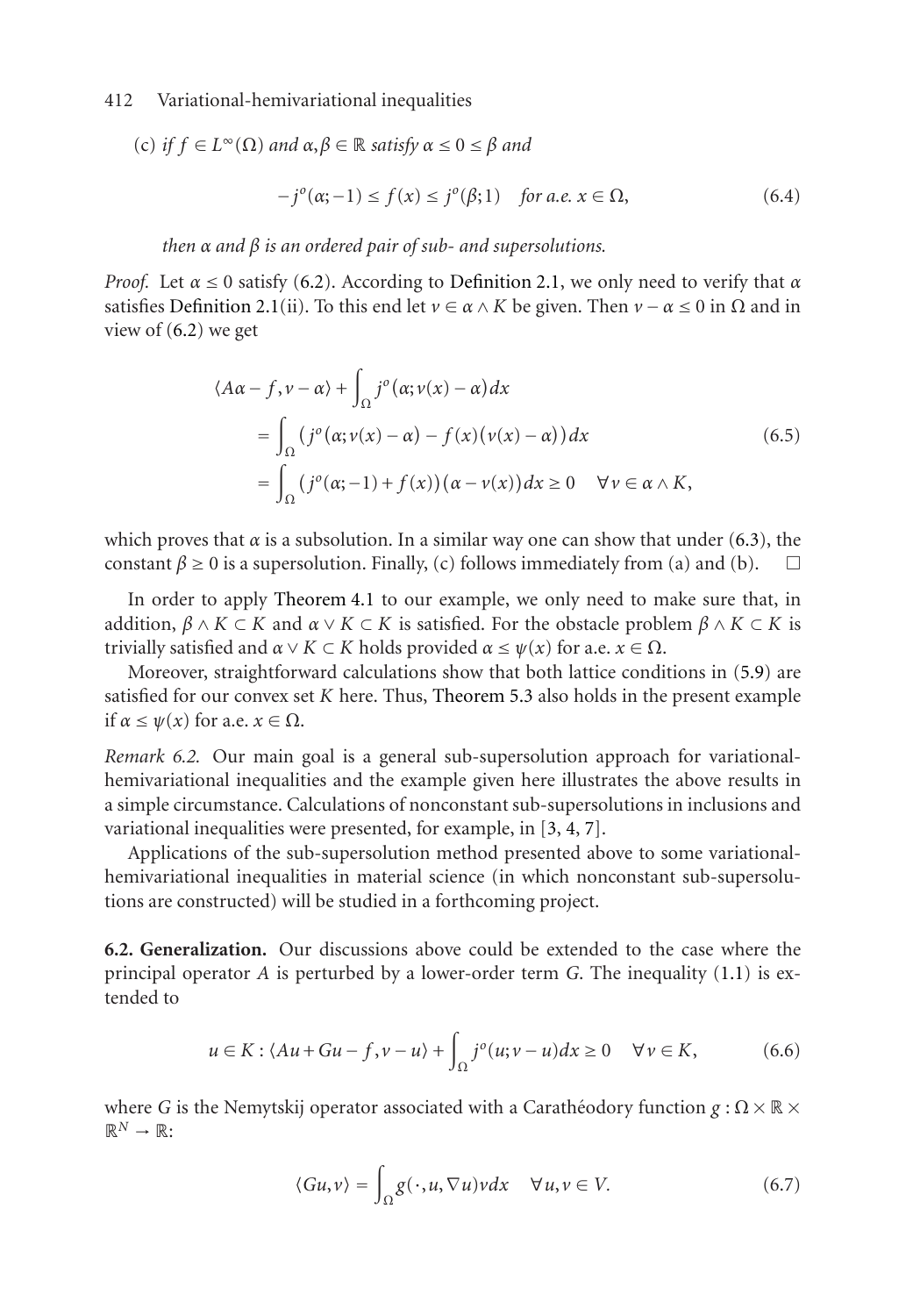(c) *if* $f \in L^\infty(\Omega)$ *and* $\alpha, \beta \in \mathbb{R}$ *satisfy* $\alpha \le 0 \le \beta$ *and*

$$-j^o(\alpha; -1) \le f(x) \le j^o(\beta; 1) \quad \text{for a.e. } x \in \Omega, \tag{6.4}$$

*then* $\alpha$ *and* $\beta$ *is an ordered pair of sub- and supersolutions.*

*Proof.* Let $\alpha \le 0$ satisfy (6.2). According to Definition 2.1, we only need to verify that $\alpha$ satisfies Definition 2.1(ii). To this end let $v \in \alpha \wedge K$ be given. Then $v - \alpha \le 0$ in $\Omega$ and in view of (6.2) we get

$$\begin{aligned}
\langle A\alpha - f, v - \alpha \rangle &+ \int_\Omega j^o(\alpha; v(x) - \alpha)\, dx \\
&= \int_\Omega \big( j^o(\alpha; v(x) - \alpha) - f(x)(v(x) - \alpha) \big)\, dx \\
&= \int_\Omega \big( j^o(\alpha; -1) + f(x) \big)(\alpha - v(x))\, dx \ge 0 \quad \forall v \in \alpha \wedge K,
\end{aligned} \tag{6.5}$$

which proves that $\alpha$ is a subsolution. In a similar way one can show that under (6.3), the constant $\beta \ge 0$ is a supersolution. Finally, (c) follows immediately from (a) and (b). $\square$

In order to apply Theorem 4.1 to our example, we only need to make sure that, in addition, $\beta \wedge K \subset K$ and $\alpha \vee K \subset K$ is satisfied. For the obstacle problem $\beta \wedge K \subset K$ is trivially satisfied and $\alpha \vee K \subset K$ holds provided $\alpha \le \psi(x)$ for a.e. $x \in \Omega$.

Moreover, straightforward calculations show that both lattice conditions in (5.9) are satisfied for our convex set $K$ here. Thus, Theorem 5.3 also holds in the present example if $\alpha \le \psi(x)$ for a.e. $x \in \Omega$.

*Remark 6.2.* Our main goal is a general sub-supersolution approach for variational-hemivariational inequalities and the example given here illustrates the above results in a simple circumstance. Calculations of nonconstant sub-supersolutions in inclusions and variational inequalities were presented, for example, in [3, 4, 7].

Applications of the sub-supersolution method presented above to some variational-hemivariational inequalities in material science (in which nonconstant sub-supersolutions are constructed) will be studied in a forthcoming project.

**6.2. Generalization.** Our discussions above could be extended to the case where the principal operator $A$ is perturbed by a lower-order term $G$. The inequality (1.1) is extended to

$$u \in K : \langle Au + Gu - f, v - u \rangle + \int_\Omega j^o(u; v - u)\, dx \ge 0 \quad \forall v \in K, \tag{6.6}$$

where $G$ is the Nemytskij operator associated with a Carathéodory function $g : \Omega \times \mathbb{R} \times \mathbb{R}^N \to \mathbb{R}$:

$$\langle Gu, v \rangle = \int_\Omega g(\cdot, u, \nabla u) v\, dx \quad \forall u, v \in V. \tag{6.7}$$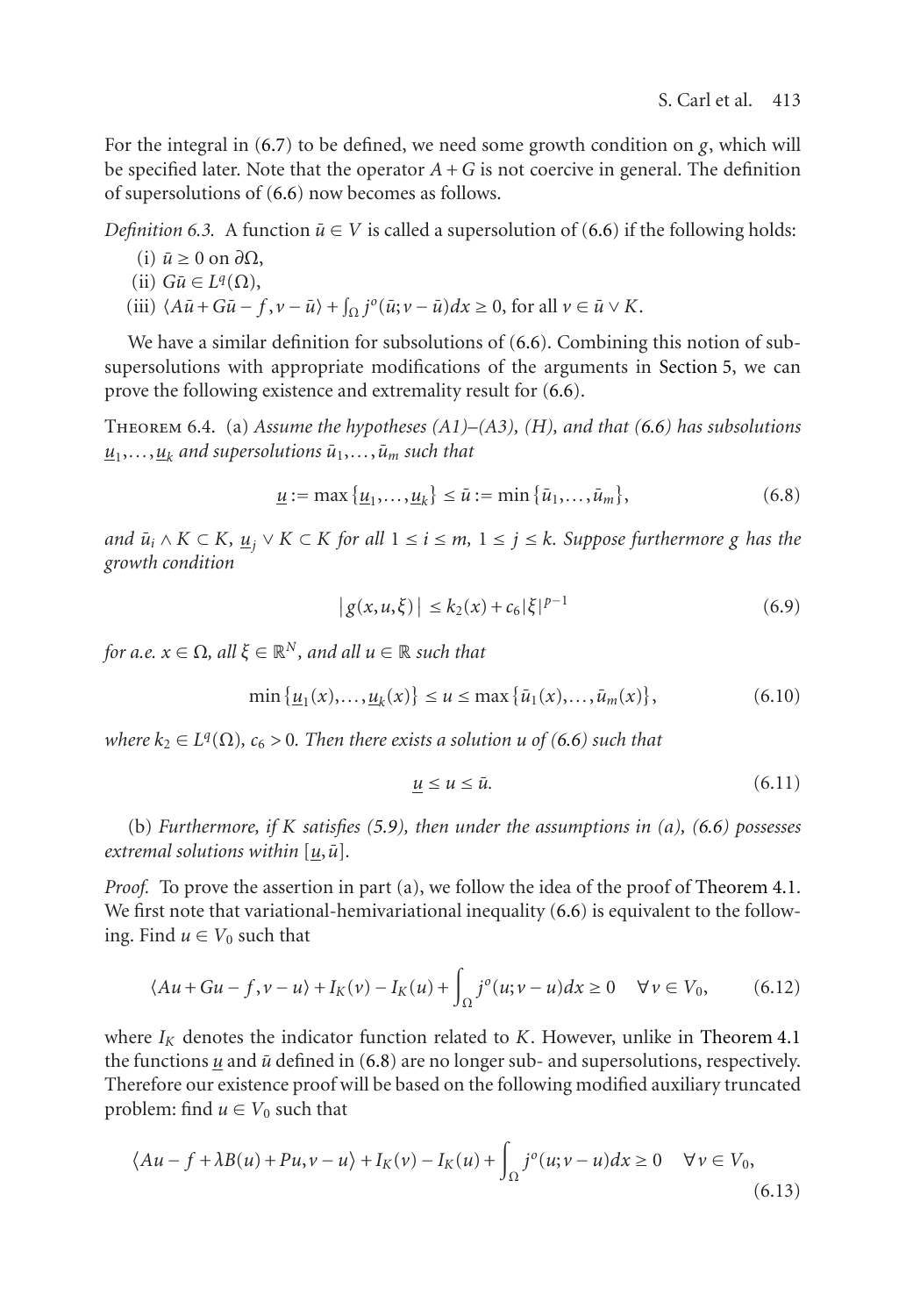For the integral in (6.7) to be defined, we need some growth condition on $g$, which will be specified later. Note that the operator $A+G$ is not coercive in general. The definition of supersolutions of (6.6) now becomes as follows.

*Definition 6.3.* A function $\bar{u} \in V$ is called a supersolution of (6.6) if the following holds:

(i) $\bar{u} \geq 0$ on $\partial\Omega$,

(ii) $G\bar{u} \in L^q(\Omega)$,

(iii) $\langle A\bar{u} + G\bar{u} - f, v - \bar{u}\rangle + \int_\Omega j^o(\bar{u}; v - \bar{u})dx \geq 0$, for all $v \in \bar{u} \vee K$.

We have a similar definition for subsolutions of (6.6). Combining this notion of sub-supersolutions with appropriate modifications of the arguments in Section 5, we can prove the following existence and extremality result for (6.6).

Theorem 6.4. (a) *Assume the hypotheses (A1)–(A3), (H), and that (6.6) has subsolutions $\underline{u}_1, \ldots, \underline{u}_k$ and supersolutions $\bar{u}_1, \ldots, \bar{u}_m$ such that*

$$\underline{u} := \max\{\underline{u}_1, \ldots, \underline{u}_k\} \leq \bar{u} := \min\{\bar{u}_1, \ldots, \bar{u}_m\}, \tag{6.8}$$

*and $\bar{u}_i \wedge K \subset K$, $\underline{u}_j \vee K \subset K$ for all $1 \leq i \leq m$, $1 \leq j \leq k$. Suppose furthermore $g$ has the growth condition*

$$|g(x,u,\xi)| \leq k_2(x) + c_6|\xi|^{p-1} \tag{6.9}$$

*for a.e. $x \in \Omega$, all $\xi \in \mathbb{R}^N$, and all $u \in \mathbb{R}$ such that*

$$\min\{\underline{u}_1(x), \ldots, \underline{u}_k(x)\} \leq u \leq \max\{\bar{u}_1(x), \ldots, \bar{u}_m(x)\}, \tag{6.10}$$

*where $k_2 \in L^q(\Omega)$, $c_6 > 0$. Then there exists a solution $u$ of (6.6) such that*

$$\underline{u} \leq u \leq \bar{u}. \tag{6.11}$$

(b) *Furthermore, if $K$ satisfies (5.9), then under the assumptions in (a), (6.6) possesses extremal solutions within $[\underline{u}, \bar{u}]$.*

*Proof.* To prove the assertion in part (a), we follow the idea of the proof of Theorem 4.1. We first note that variational-hemivariational inequality (6.6) is equivalent to the following. Find $u \in V_0$ such that

$$\langle Au + Gu - f, v - u\rangle + I_K(v) - I_K(u) + \int_\Omega j^o(u; v - u)dx \geq 0 \quad \forall v \in V_0, \tag{6.12}$$

where $I_K$ denotes the indicator function related to $K$. However, unlike in Theorem 4.1 the functions $\underline{u}$ and $\bar{u}$ defined in (6.8) are no longer sub- and supersolutions, respectively. Therefore our existence proof will be based on the following modified auxiliary truncated problem: find $u \in V_0$ such that

$$\langle Au - f + \lambda B(u) + Pu, v - u\rangle + I_K(v) - I_K(u) + \int_\Omega j^o(u; v - u)dx \geq 0 \quad \forall v \in V_0, \tag{6.13}$$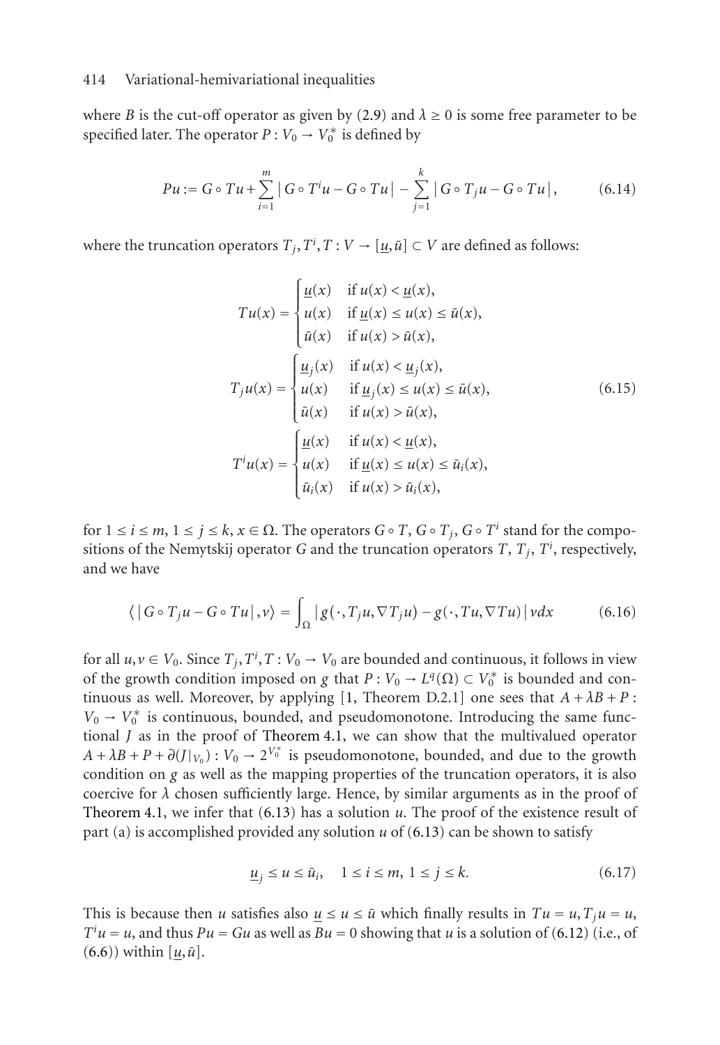where $B$ is the cut-off operator as given by (2.9) and $\lambda \geq 0$ is some free parameter to be specified later. The operator $P : V_0 \to V_0^*$ is defined by

$$Pu := G \circ Tu + \sum_{i=1}^{m} \left| G \circ T^i u - G \circ Tu \right| - \sum_{j=1}^{k} \left| G \circ T_j u - G \circ Tu \right|, \tag{6.14}$$

where the truncation operators $T_j, T^i, T : V \to [\underline{u}, \bar{u}] \subset V$ are defined as follows:

$$\begin{gathered}
Tu(x) = \begin{cases} \underline{u}(x) & \text{if } u(x) < \underline{u}(x), \\ u(x) & \text{if } \underline{u}(x) \leq u(x) \leq \bar{u}(x), \\ \bar{u}(x) & \text{if } u(x) > \bar{u}(x), \end{cases} \\
T_j u(x) = \begin{cases} \underline{u}_j(x) & \text{if } u(x) < \underline{u}_j(x), \\ u(x) & \text{if } \underline{u}_j(x) \leq u(x) \leq \bar{u}(x), \\ \bar{u}(x) & \text{if } u(x) > \bar{u}(x), \end{cases} \\
T^i u(x) = \begin{cases} \underline{u}(x) & \text{if } u(x) < \underline{u}(x), \\ u(x) & \text{if } \underline{u}(x) \leq u(x) \leq \bar{u}_i(x), \\ \bar{u}_i(x) & \text{if } u(x) > \bar{u}_i(x), \end{cases}
\end{gathered} \tag{6.15}$$

for $1 \leq i \leq m$, $1 \leq j \leq k$, $x \in \Omega$. The operators $G \circ T$, $G \circ T_j$, $G \circ T^i$ stand for the compositions of the Nemytskij operator $G$ and the truncation operators $T$, $T_j$, $T^i$, respectively, and we have

$$\left\langle \left| G \circ T_j u - G \circ Tu \right|, v \right\rangle = \int_\Omega \left| g(\cdot, T_j u, \nabla T_j u) - g(\cdot, Tu, \nabla Tu) \right| v \, dx \tag{6.16}$$

for all $u, v \in V_0$. Since $T_j, T^i, T : V_0 \to V_0$ are bounded and continuous, it follows in view of the growth condition imposed on $g$ that $P : V_0 \to L^q(\Omega) \subset V_0^*$ is bounded and continuous as well. Moreover, by applying [1, Theorem D.2.1] one sees that $A + \lambda B + P : V_0 \to V_0^*$ is continuous, bounded, and pseudomonotone. Introducing the same functional $J$ as in the proof of Theorem 4.1, we can show that the multivalued operator $A + \lambda B + P + \partial(J|_{V_0}) : V_0 \to 2^{V_0^*}$ is pseudomonotone, bounded, and due to the growth condition on $g$ as well as the mapping properties of the truncation operators, it is also coercive for $\lambda$ chosen sufficiently large. Hence, by similar arguments as in the proof of Theorem 4.1, we infer that (6.13) has a solution $u$. The proof of the existence result of part (a) is accomplished provided any solution $u$ of (6.13) can be shown to satisfy

$$\underline{u}_j \leq u \leq \bar{u}_i, \quad 1 \leq i \leq m, \ 1 \leq j \leq k. \tag{6.17}$$

This is because then $u$ satisfies also $\underline{u} \leq u \leq \bar{u}$ which finally results in $Tu = u$, $T_j u = u$, $T^i u = u$, and thus $Pu = Gu$ as well as $Bu = 0$ showing that $u$ is a solution of (6.12) (i.e., of (6.6)) within $[\underline{u}, \bar{u}]$.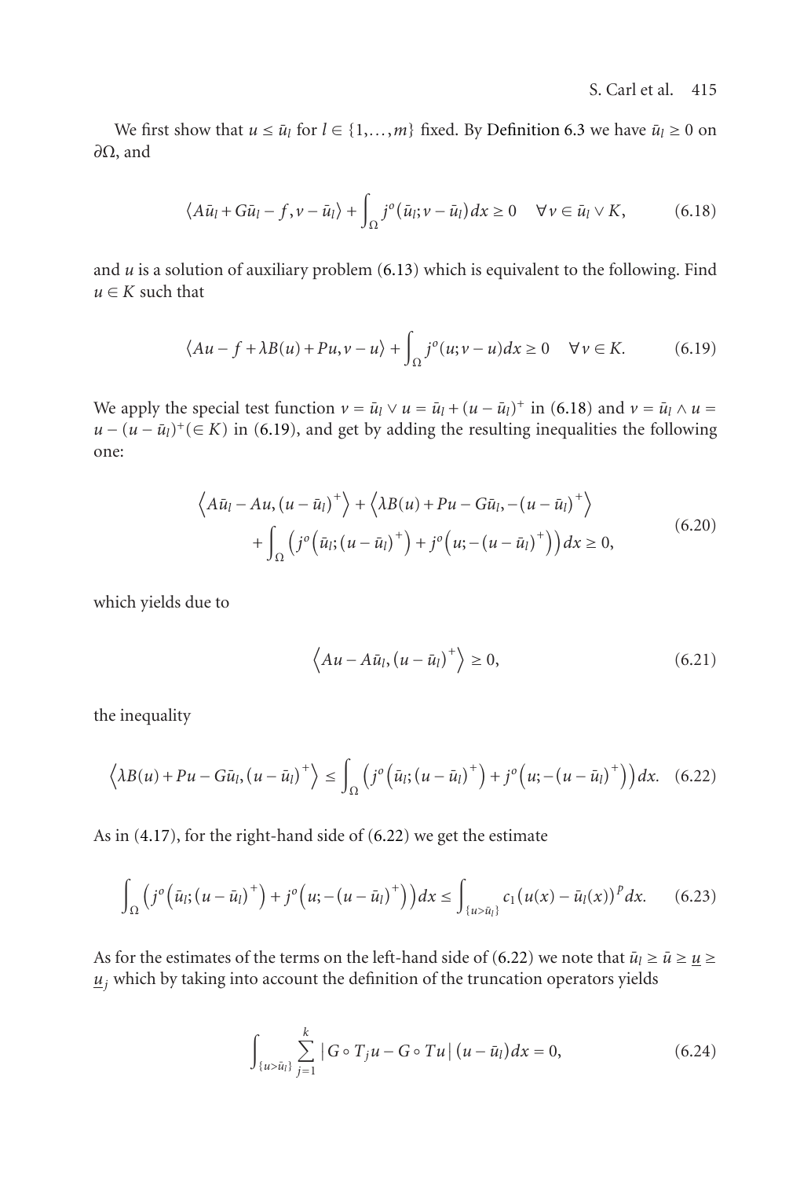We first show that $u \le \bar{u}_l$ for $l \in \{1,\dots,m\}$ fixed. By Definition 6.3 we have $\bar{u}_l \ge 0$ on $\partial\Omega$, and

$$\langle A\bar{u}_l + G\bar{u}_l - f, v - \bar{u}_l\rangle + \int_\Omega j^o(\bar{u}_l; v - \bar{u}_l)\,dx \ge 0 \quad \forall v \in \bar{u}_l \vee K, \tag{6.18}$$

and $u$ is a solution of auxiliary problem (6.13) which is equivalent to the following. Find $u \in K$ such that

$$\langle Au - f + \lambda B(u) + Pu, v - u\rangle + \int_\Omega j^o(u; v - u)\,dx \ge 0 \quad \forall v \in K. \tag{6.19}$$

We apply the special test function $v = \bar{u}_l \vee u = \bar{u}_l + (u - \bar{u}_l)^+$ in (6.18) and $v = \bar{u}_l \wedge u = u - (u - \bar{u}_l)^+ (\in K)$ in (6.19), and get by adding the resulting inequalities the following one:

$$\begin{aligned}\left\langle A\bar{u}_l - Au, (u - \bar{u}_l)^+\right\rangle + \left\langle \lambda B(u) + Pu - G\bar{u}_l, -(u - \bar{u}_l)^+\right\rangle \\ + \int_\Omega \left(j^o\left(\bar{u}_l; (u - \bar{u}_l)^+\right) + j^o\left(u; -(u - \bar{u}_l)^+\right)\right)dx \ge 0,\end{aligned} \tag{6.20}$$

which yields due to

$$\left\langle Au - A\bar{u}_l, (u - \bar{u}_l)^+\right\rangle \ge 0, \tag{6.21}$$

the inequality

$$\left\langle \lambda B(u) + Pu - G\bar{u}_l, (u - \bar{u}_l)^+\right\rangle \le \int_\Omega \left(j^o\left(\bar{u}_l; (u - \bar{u}_l)^+\right) + j^o\left(u; -(u - \bar{u}_l)^+\right)\right)dx. \tag{6.22}$$

As in (4.17), for the right-hand side of (6.22) we get the estimate

$$\int_\Omega \left(j^o\left(\bar{u}_l; (u - \bar{u}_l)^+\right) + j^o\left(u; -(u - \bar{u}_l)^+\right)\right)dx \le \int_{\{u > \bar{u}_l\}} c_1 (u(x) - \bar{u}_l(x))^p\,dx. \tag{6.23}$$

As for the estimates of the terms on the left-hand side of (6.22) we note that $\bar{u}_l \ge \bar{u} \ge \underline{u} \ge \underline{u}_j$ which by taking into account the definition of the truncation operators yields

$$\int_{\{u > \bar{u}_l\}} \sum_{j=1}^{k} \left| G \circ T_j u - G \circ T u \right| (u - \bar{u}_l)\,dx = 0, \tag{6.24}$$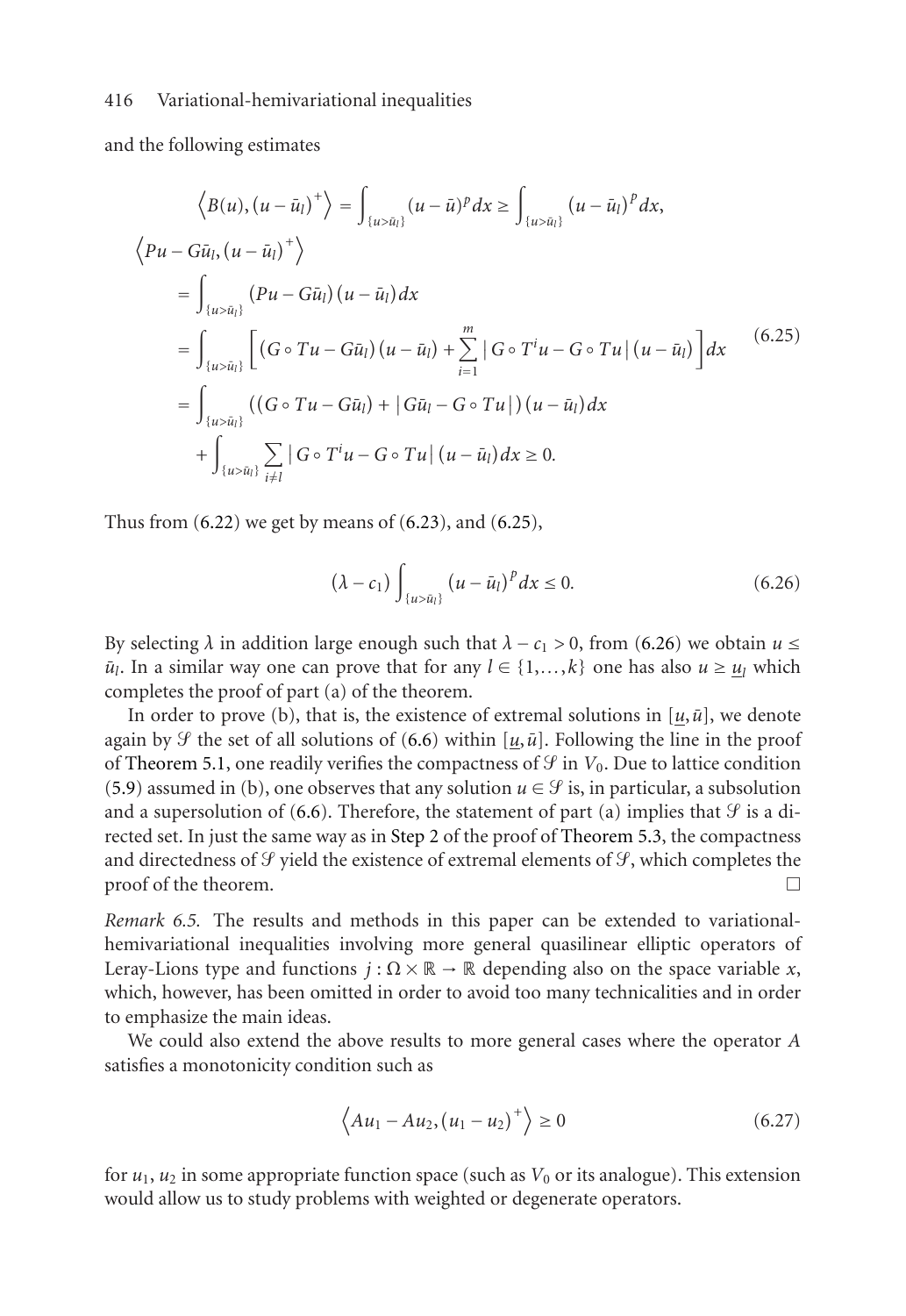and the following estimates

$$
\begin{aligned}
\left\langle B(u), (u-\bar{u}_l)^+\right\rangle &= \int_{\{u>\bar{u}_l\}} (u-\bar{u})^p dx \geq \int_{\{u>\bar{u}_l\}} (u-\bar{u}_l)^p dx, \\
\left\langle Pu - G\bar{u}_l, (u-\bar{u}_l)^+\right\rangle & \\
&= \int_{\{u>\bar{u}_l\}} (Pu - G\bar{u}_l)(u-\bar{u}_l)\,dx \\
&= \int_{\{u>\bar{u}_l\}} \left[ (G\circ Tu - G\bar{u}_l)(u-\bar{u}_l) + \sum_{i=1}^{m} |G\circ T^i u - G\circ Tu|(u-\bar{u}_l)\right] dx \\
&= \int_{\{u>\bar{u}_l\}} \left((G\circ Tu - G\bar{u}_l) + |G\bar{u}_l - G\circ Tu|\right)(u-\bar{u}_l)\,dx \\
&\quad + \int_{\{u>\bar{u}_l\}} \sum_{i\neq l} |G\circ T^i u - G\circ Tu|(u-\bar{u}_l)\,dx \geq 0.
\end{aligned}
\tag{6.25}
$$

Thus from (6.22) we get by means of (6.23), and (6.25),

$$
(\lambda - c_1)\int_{\{u>\bar{u}_l\}} (u-\bar{u}_l)^p dx \leq 0. \tag{6.26}
$$

By selecting $\lambda$ in addition large enough such that $\lambda - c_1 > 0$, from (6.26) we obtain $u \leq \bar{u}_l$. In a similar way one can prove that for any $l \in \{1,\ldots,k\}$ one has also $u \geq \underline{u}_l$ which completes the proof of part (a) of the theorem.

In order to prove (b), that is, the existence of extremal solutions in $[\underline{u},\bar{u}]$, we denote again by $\mathcal{S}$ the set of all solutions of (6.6) within $[\underline{u},\bar{u}]$. Following the line in the proof of Theorem 5.1, one readily verifies the compactness of $\mathcal{S}$ in $V_0$. Due to lattice condition (5.9) assumed in (b), one observes that any solution $u \in \mathcal{S}$ is, in particular, a subsolution and a supersolution of (6.6). Therefore, the statement of part (a) implies that $\mathcal{S}$ is a directed set. In just the same way as in Step 2 of the proof of Theorem 5.3, the compactness and directedness of $\mathcal{S}$ yield the existence of extremal elements of $\mathcal{S}$, which completes the proof of the theorem. □

*Remark 6.5.* The results and methods in this paper can be extended to variational-hemivariational inequalities involving more general quasilinear elliptic operators of Leray-Lions type and functions $j : \Omega \times \mathbb{R} \to \mathbb{R}$ depending also on the space variable $x$, which, however, has been omitted in order to avoid too many technicalities and in order to emphasize the main ideas.

We could also extend the above results to more general cases where the operator $A$ satisfies a monotonicity condition such as

$$
\left\langle Au_1 - Au_2, (u_1-u_2)^+\right\rangle \geq 0 \tag{6.27}
$$

for $u_1$, $u_2$ in some appropriate function space (such as $V_0$ or its analogue). This extension would allow us to study problems with weighted or degenerate operators.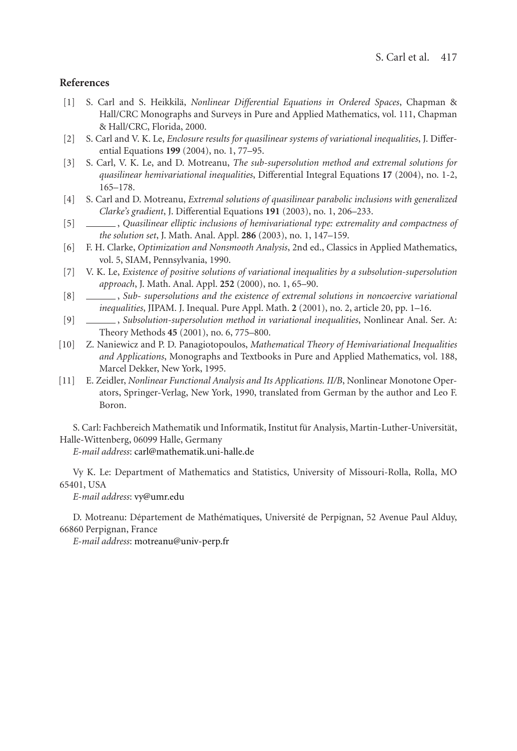## References

[1] S. Carl and S. Heikkilä, *Nonlinear Differential Equations in Ordered Spaces*, Chapman & Hall/CRC Monographs and Surveys in Pure and Applied Mathematics, vol. 111, Chapman & Hall/CRC, Florida, 2000.

[2] S. Carl and V. K. Le, *Enclosure results for quasilinear systems of variational inequalities*, J. Differential Equations **199** (2004), no. 1, 77–95.

[3] S. Carl, V. K. Le, and D. Motreanu, *The sub-supersolution method and extremal solutions for quasilinear hemivariational inequalities*, Differential Integral Equations **17** (2004), no. 1-2, 165–178.

[4] S. Carl and D. Motreanu, *Extremal solutions of quasilinear parabolic inclusions with generalized Clarke's gradient*, J. Differential Equations **191** (2003), no. 1, 206–233.

[5] ______, *Quasilinear elliptic inclusions of hemivariational type: extremality and compactness of the solution set*, J. Math. Anal. Appl. **286** (2003), no. 1, 147–159.

[6] F. H. Clarke, *Optimization and Nonsmooth Analysis*, 2nd ed., Classics in Applied Mathematics, vol. 5, SIAM, Pennsylvania, 1990.

[7] V. K. Le, *Existence of positive solutions of variational inequalities by a subsolution-supersolution approach*, J. Math. Anal. Appl. **252** (2000), no. 1, 65–90.

[8] ______, *Sub- supersolutions and the existence of extremal solutions in noncoercive variational inequalities*, JIPAM. J. Inequal. Pure Appl. Math. **2** (2001), no. 2, article 20, pp. 1–16.

[9] ______, *Subsolution-supersolution method in variational inequalities*, Nonlinear Anal. Ser. A: Theory Methods **45** (2001), no. 6, 775–800.

[10] Z. Naniewicz and P. D. Panagiotopoulos, *Mathematical Theory of Hemivariational Inequalities and Applications*, Monographs and Textbooks in Pure and Applied Mathematics, vol. 188, Marcel Dekker, New York, 1995.

[11] E. Zeidler, *Nonlinear Functional Analysis and Its Applications. II/B*, Nonlinear Monotone Operators, Springer-Verlag, New York, 1990, translated from German by the author and Leo F. Boron.

S. Carl: Fachbereich Mathematik und Informatik, Institut für Analysis, Martin-Luther-Universität, Halle-Wittenberg, 06099 Halle, Germany

*E-mail address*: carl@mathematik.uni-halle.de

Vy K. Le: Department of Mathematics and Statistics, University of Missouri-Rolla, Rolla, MO 65401, USA

*E-mail address*: vy@umr.edu

D. Motreanu: Département de Mathématiques, Université de Perpignan, 52 Avenue Paul Alduy, 66860 Perpignan, France

*E-mail address*: motreanu@univ-perp.fr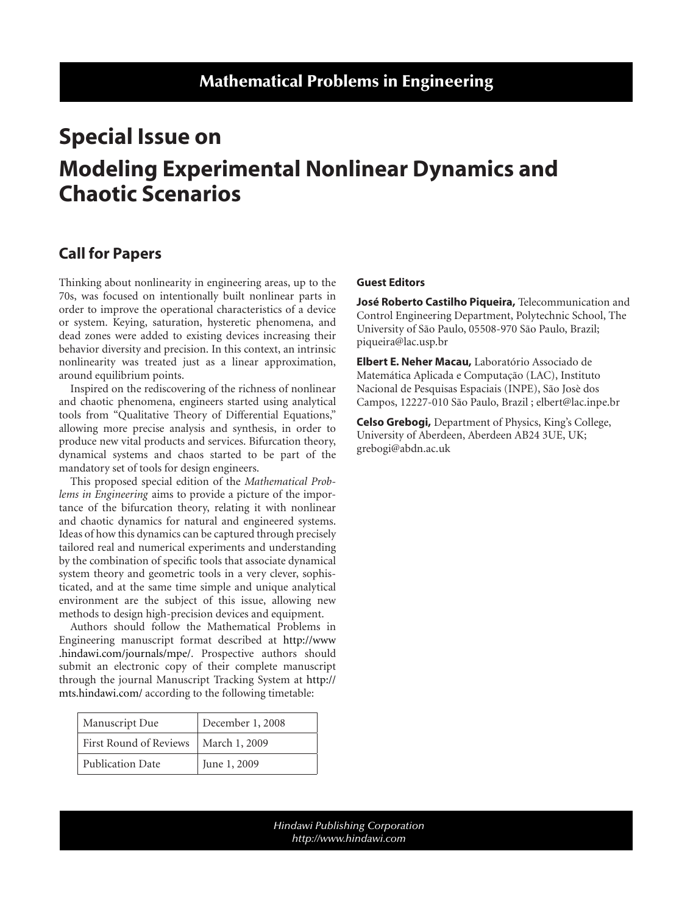# Mathematical Problems in Engineering

# Special Issue on Modeling Experimental Nonlinear Dynamics and Chaotic Scenarios

## Call for Papers

Thinking about nonlinearity in engineering areas, up to the 70s, was focused on intentionally built nonlinear parts in order to improve the operational characteristics of a device or system. Keying, saturation, hysteretic phenomena, and dead zones were added to existing devices increasing their behavior diversity and precision. In this context, an intrinsic nonlinearity was treated just as a linear approximation, around equilibrium points.

Inspired on the rediscovering of the richness of nonlinear and chaotic phenomena, engineers started using analytical tools from "Qualitative Theory of Differential Equations," allowing more precise analysis and synthesis, in order to produce new vital products and services. Bifurcation theory, dynamical systems and chaos started to be part of the mandatory set of tools for design engineers.

This proposed special edition of the *Mathematical Problems in Engineering* aims to provide a picture of the importance of the bifurcation theory, relating it with nonlinear and chaotic dynamics for natural and engineered systems. Ideas of how this dynamics can be captured through precisely tailored real and numerical experiments and understanding by the combination of specific tools that associate dynamical system theory and geometric tools in a very clever, sophisticated, and at the same time simple and unique analytical environment are the subject of this issue, allowing new methods to design high-precision devices and equipment.

Authors should follow the Mathematical Problems in Engineering manuscript format described at http://www.hindawi.com/journals/mpe/. Prospective authors should submit an electronic copy of their complete manuscript through the journal Manuscript Tracking System at http://mts.hindawi.com/ according to the following timetable:

| | |
|---|---|
| Manuscript Due | December 1, 2008 |
| First Round of Reviews | March 1, 2009 |
| Publication Date | June 1, 2009 |

### Guest Editors

**José Roberto Castilho Piqueira,** Telecommunication and Control Engineering Department, Polytechnic School, The University of São Paulo, 05508-970 São Paulo, Brazil; piqueira@lac.usp.br

**Elbert E. Neher Macau,** Laboratório Associado de Matemática Aplicada e Computação (LAC), Instituto Nacional de Pesquisas Espaciais (INPE), São Josè dos Campos, 12227-010 São Paulo, Brazil ; elbert@lac.inpe.br

**Celso Grebogi,** Department of Physics, King's College, University of Aberdeen, Aberdeen AB24 3UE, UK; grebogi@abdn.ac.uk

*Hindawi Publishing Corporation*
*http://www.hindawi.com*